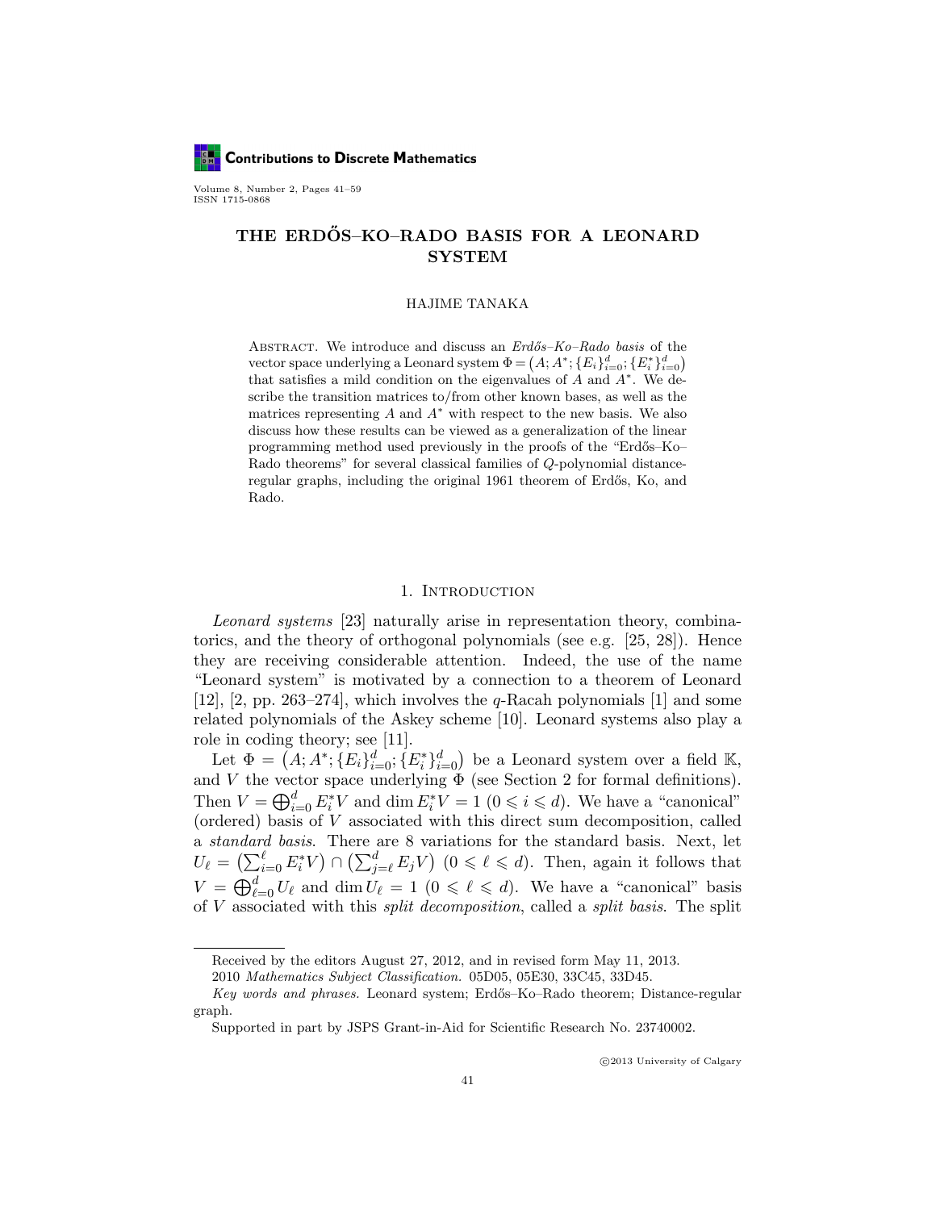# THE ERDŐS–KO–RADO BASIS FOR A LEONARD SYSTEM

HAJIME TANAKA

Abstract. We introduce and discuss an *Erdős–Ko–Rado basis* of the vector space underlying a Leonard system $\Phi = \big(A; A^*; \{E_i\}_{i=0}^d; \{E_i^*\}_{i=0}^d\big)$ that satisfies a mild condition on the eigenvalues of $A$ and $A^*$. We describe the transition matrices to/from other known bases, as well as the matrices representing $A$ and $A^*$ with respect to the new basis. We also discuss how these results can be viewed as a generalization of the linear programming method used previously in the proofs of the "Erdős–Ko–Rado theorems" for several classical families of $Q$-polynomial distance-regular graphs, including the original 1961 theorem of Erdős, Ko, and Rado.

## 1. Introduction

*Leonard systems* [23] naturally arise in representation theory, combinatorics, and the theory of orthogonal polynomials (see e.g. [25, 28]). Hence they are receiving considerable attention. Indeed, the use of the name "Leonard system" is motivated by a connection to a theorem of Leonard [12], [2, pp. 263–274], which involves the $q$-Racah polynomials [1] and some related polynomials of the Askey scheme [10]. Leonard systems also play a role in coding theory; see [11].

Let $\Phi = \big(A; A^*; \{E_i\}_{i=0}^d; \{E_i^*\}_{i=0}^d\big)$ be a Leonard system over a field $\mathbb{K}$, and $V$ the vector space underlying $\Phi$ (see Section 2 for formal definitions). Then $V = \bigoplus_{i=0}^d E_i^* V$ and $\dim E_i^* V = 1$ $(0 \leqslant i \leqslant d)$. We have a "canonical" (ordered) basis of $V$ associated with this direct sum decomposition, called a *standard basis*. There are 8 variations for the standard basis. Next, let $U_\ell = \big(\sum_{i=0}^\ell E_i^* V\big) \cap \big(\sum_{j=\ell}^d E_j V\big)$ $(0 \leqslant \ell \leqslant d)$. Then, again it follows that $V = \bigoplus_{\ell=0}^d U_\ell$ and $\dim U_\ell = 1$ $(0 \leqslant \ell \leqslant d)$. We have a "canonical" basis of $V$ associated with this *split decomposition*, called a *split basis*. The split

Received by the editors August 27, 2012, and in revised form May 11, 2013.

2010 *Mathematics Subject Classification.* 05D05, 05E30, 33C45, 33D45.

*Key words and phrases.* Leonard system; Erdős–Ko–Rado theorem; Distance-regular graph.

Supported in part by JSPS Grant-in-Aid for Scientific Research No. 23740002.

©2013 University of Calgary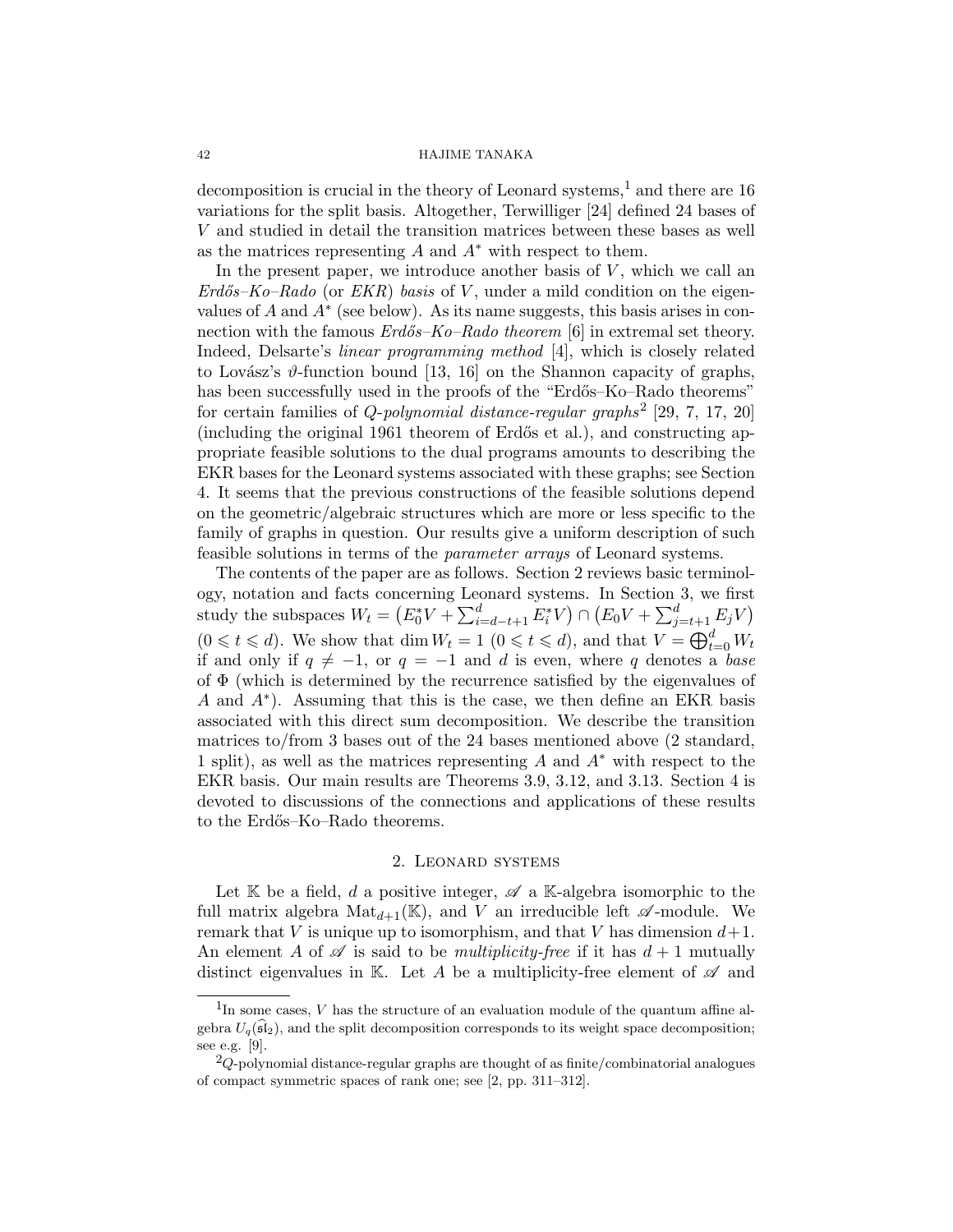decomposition is crucial in the theory of Leonard systems,[1] and there are 16 variations for the split basis. Altogether, Terwilliger [24] defined 24 bases of $V$ and studied in detail the transition matrices between these bases as well as the matrices representing $A$ and $A^*$ with respect to them.

In the present paper, we introduce another basis of $V$, which we call an *Erdős–Ko–Rado* (or *EKR*) *basis* of $V$, under a mild condition on the eigenvalues of $A$ and $A^*$ (see below). As its name suggests, this basis arises in connection with the famous *Erdős–Ko–Rado theorem* [6] in extremal set theory. Indeed, Delsarte's *linear programming method* [4], which is closely related to Lovász's $\vartheta$-function bound [13, 16] on the Shannon capacity of graphs, has been successfully used in the proofs of the "Erdős–Ko–Rado theorems" for certain families of *Q-polynomial distance-regular graphs*[2] [29, 7, 17, 20] (including the original 1961 theorem of Erdős et al.), and constructing appropriate feasible solutions to the dual programs amounts to describing the EKR bases for the Leonard systems associated with these graphs; see Section 4. It seems that the previous constructions of the feasible solutions depend on the geometric/algebraic structures which are more or less specific to the family of graphs in question. Our results give a uniform description of such feasible solutions in terms of the *parameter arrays* of Leonard systems.

The contents of the paper are as follows. Section 2 reviews basic terminology, notation and facts concerning Leonard systems. In Section 3, we first study the subspaces $W_t = \left(E_0^*V + \sum_{i=d-t+1}^{d} E_i^*V\right) \cap \left(E_0V + \sum_{j=t+1}^{d} E_jV\right)$ $(0 \leqslant t \leqslant d)$. We show that $\dim W_t = 1$ $(0 \leqslant t \leqslant d)$, and that $V = \bigoplus_{t=0}^{d} W_t$ if and only if $q \neq -1$, or $q = -1$ and $d$ is even, where $q$ denotes a *base* of $\Phi$ (which is determined by the recurrence satisfied by the eigenvalues of $A$ and $A^*$). Assuming that this is the case, we then define an EKR basis associated with this direct sum decomposition. We describe the transition matrices to/from 3 bases out of the 24 bases mentioned above (2 standard, 1 split), as well as the matrices representing $A$ and $A^*$ with respect to the EKR basis. Our main results are Theorems 3.9, 3.12, and 3.13. Section 4 is devoted to discussions of the connections and applications of these results to the Erdős–Ko–Rado theorems.

## 2. Leonard systems

Let $\mathbb{K}$ be a field, $d$ a positive integer, $\mathscr{A}$ a $\mathbb{K}$-algebra isomorphic to the full matrix algebra $\mathrm{Mat}_{d+1}(\mathbb{K})$, and $V$ an irreducible left $\mathscr{A}$-module. We remark that $V$ is unique up to isomorphism, and that $V$ has dimension $d+1$. An element $A$ of $\mathscr{A}$ is said to be *multiplicity-free* if it has $d+1$ mutually distinct eigenvalues in $\mathbb{K}$. Let $A$ be a multiplicity-free element of $\mathscr{A}$ and

---

[1] In some cases, $V$ has the structure of an evaluation module of the quantum affine algebra $U_q(\widehat{\mathfrak{sl}}_2)$, and the split decomposition corresponds to its weight space decomposition; see e.g. [9].

[2] $Q$-polynomial distance-regular graphs are thought of as finite/combinatorial analogues of compact symmetric spaces of rank one; see [2, pp. 311–312].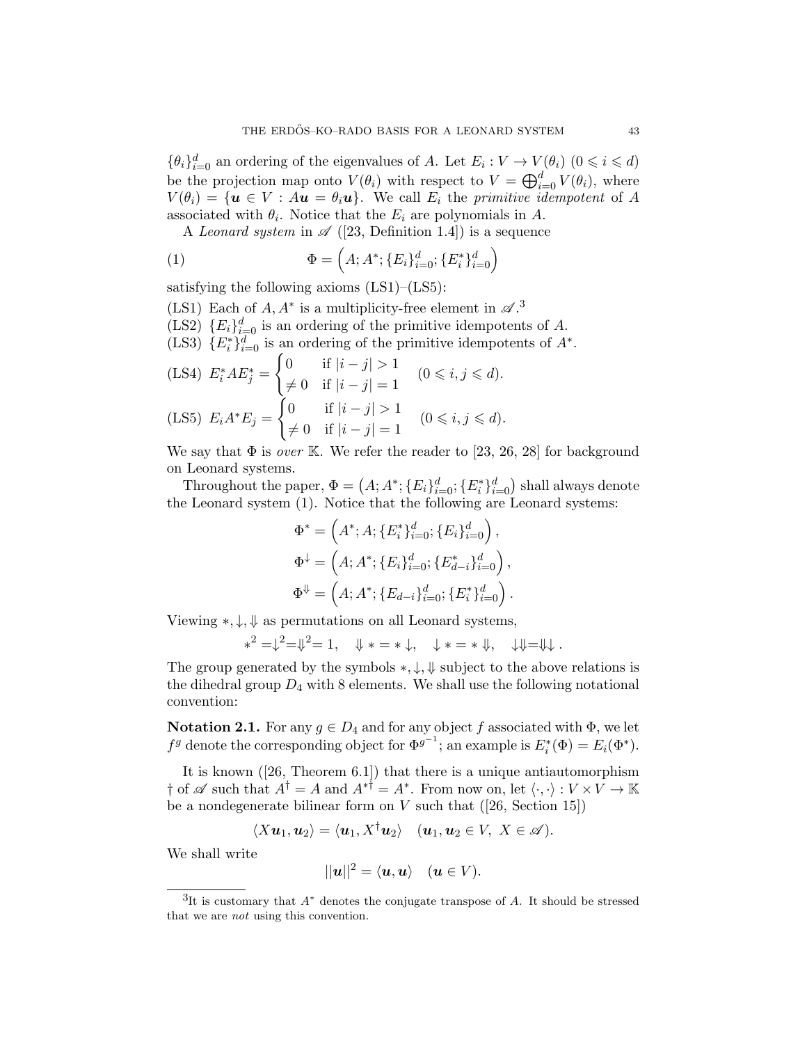$\{\theta_i\}_{i=0}^d$ an ordering of the eigenvalues of $A$. Let $E_i : V \to V(\theta_i)$ $(0 \leqslant i \leqslant d)$ be the projection map onto $V(\theta_i)$ with respect to $V = \bigoplus_{i=0}^d V(\theta_i)$, where $V(\theta_i) = \{\boldsymbol{u} \in V : A\boldsymbol{u} = \theta_i \boldsymbol{u}\}$. We call $E_i$ the *primitive idempotent* of $A$ associated with $\theta_i$. Notice that the $E_i$ are polynomials in $A$.

A *Leonard system* in $\mathscr{A}$ ([23, Definition 1.4]) is a sequence

$$\Phi = \left(A; A^*; \{E_i\}_{i=0}^d; \{E_i^*\}_{i=0}^d\right) \tag{1}$$

satisfying the following axioms (LS1)–(LS5):

(LS1) Each of $A, A^*$ is a multiplicity-free element in $\mathscr{A}$.[3]

(LS2) $\{E_i\}_{i=0}^d$ is an ordering of the primitive idempotents of $A$.

(LS3) $\{E_i^*\}_{i=0}^d$ is an ordering of the primitive idempotents of $A^*$.

(LS4) $E_i^* A E_j^* = \begin{cases} 0 & \text{if } |i-j| > 1 \\ \neq 0 & \text{if } |i-j| = 1 \end{cases} \quad (0 \leqslant i, j \leqslant d).$

(LS5) $E_i A^* E_j = \begin{cases} 0 & \text{if } |i-j| > 1 \\ \neq 0 & \text{if } |i-j| = 1 \end{cases} \quad (0 \leqslant i, j \leqslant d).$

We say that $\Phi$ is *over* $\mathbb{K}$. We refer the reader to [23, 26, 28] for background on Leonard systems.

Throughout the paper, $\Phi = \left(A; A^*; \{E_i\}_{i=0}^d; \{E_i^*\}_{i=0}^d\right)$ shall always denote the Leonard system (1). Notice that the following are Leonard systems:

$$\Phi^* = \left(A^*; A; \{E_i^*\}_{i=0}^d; \{E_i\}_{i=0}^d\right),$$
$$\Phi^\downarrow = \left(A; A^*; \{E_i\}_{i=0}^d; \{E_{d-i}^*\}_{i=0}^d\right),$$
$$\Phi^\Downarrow = \left(A; A^*; \{E_{d-i}\}_{i=0}^d; \{E_i^*\}_{i=0}^d\right).$$

Viewing $*, \downarrow, \Downarrow$ as permutations on all Leonard systems,

$$*^2 = \downarrow^2 = \Downarrow^2 = 1, \quad \Downarrow * = * \downarrow, \quad \downarrow * = * \Downarrow, \quad \downarrow\Downarrow = \Downarrow\downarrow.$$

The group generated by the symbols $*, \downarrow, \Downarrow$ subject to the above relations is the dihedral group $D_4$ with 8 elements. We shall use the following notational convention:

**Notation 2.1.** For any $g \in D_4$ and for any object $f$ associated with $\Phi$, we let $f^g$ denote the corresponding object for $\Phi^{g^{-1}}$; an example is $E_i^*(\Phi) = E_i(\Phi^*)$.

It is known ([26, Theorem 6.1]) that there is a unique antiautomorphism $\dagger$ of $\mathscr{A}$ such that $A^\dagger = A$ and $A^{*\dagger} = A^*$. From now on, let $\langle \cdot, \cdot \rangle : V \times V \to \mathbb{K}$ be a nondegenerate bilinear form on $V$ such that ([26, Section 15])

$$\langle X\boldsymbol{u}_1, \boldsymbol{u}_2 \rangle = \langle \boldsymbol{u}_1, X^\dagger \boldsymbol{u}_2 \rangle \quad (\boldsymbol{u}_1, \boldsymbol{u}_2 \in V, \ X \in \mathscr{A}).$$

We shall write

$$||\boldsymbol{u}||^2 = \langle \boldsymbol{u}, \boldsymbol{u} \rangle \quad (\boldsymbol{u} \in V).$$

[3] It is customary that $A^*$ denotes the conjugate transpose of $A$. It should be stressed that we are *not* using this convention.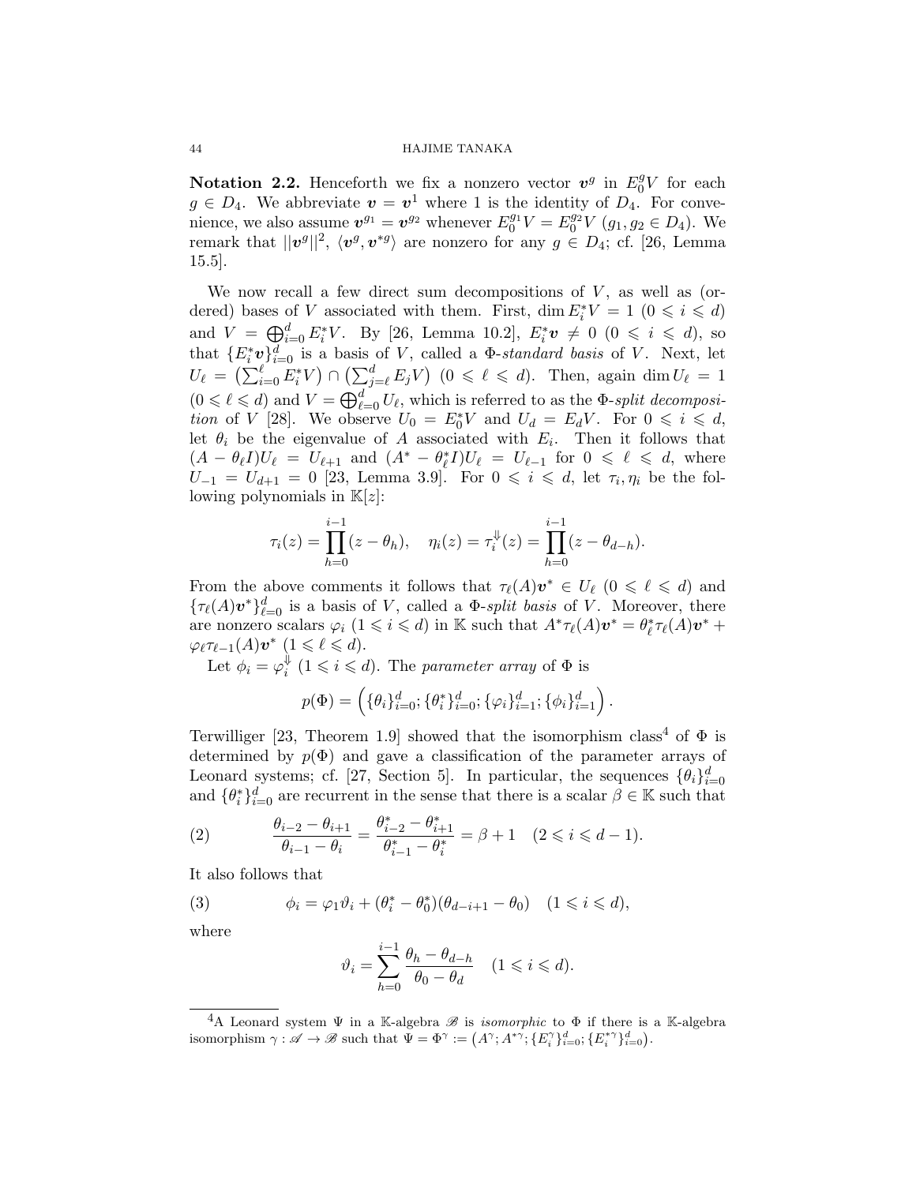**Notation 2.2.** Henceforth we fix a nonzero vector $\boldsymbol{v}^g$ in $E_0^g V$ for each $g \in D_4$. We abbreviate $\boldsymbol{v} = \boldsymbol{v}^1$ where 1 is the identity of $D_4$. For convenience, we also assume $\boldsymbol{v}^{g_1} = \boldsymbol{v}^{g_2}$ whenever $E_0^{g_1} V = E_0^{g_2} V$ ($g_1, g_2 \in D_4$). We remark that $||\boldsymbol{v}^g||^2$, $\langle \boldsymbol{v}^g, \boldsymbol{v}^{*g} \rangle$ are nonzero for any $g \in D_4$; cf. [26, Lemma 15.5].

We now recall a few direct sum decompositions of $V$, as well as (ordered) bases of $V$ associated with them. First, $\dim E_i^* V = 1$ $(0 \leqslant i \leqslant d)$ and $V = \bigoplus_{i=0}^d E_i^* V$. By [26, Lemma 10.2], $E_i^* \boldsymbol{v} \neq 0$ $(0 \leqslant i \leqslant d)$, so that $\{E_i^* \boldsymbol{v}\}_{i=0}^d$ is a basis of $V$, called a *$\Phi$-standard basis* of $V$. Next, let $U_\ell = \left(\sum_{i=0}^\ell E_i^* V\right) \cap \left(\sum_{j=\ell}^d E_j V\right)$ $(0 \leqslant \ell \leqslant d)$. Then, again $\dim U_\ell = 1$ $(0 \leqslant \ell \leqslant d)$ and $V = \bigoplus_{\ell=0}^d U_\ell$, which is referred to as the *$\Phi$-split decomposition* of $V$ [28]. We observe $U_0 = E_0^* V$ and $U_d = E_d V$. For $0 \leqslant i \leqslant d$, let $\theta_i$ be the eigenvalue of $A$ associated with $E_i$. Then it follows that $(A - \theta_\ell I) U_\ell = U_{\ell+1}$ and $(A^* - \theta_\ell^* I) U_\ell = U_{\ell-1}$ for $0 \leqslant \ell \leqslant d$, where $U_{-1} = U_{d+1} = 0$ [23, Lemma 3.9]. For $0 \leqslant i \leqslant d$, let $\tau_i, \eta_i$ be the following polynomials in $\mathbb{K}[z]$:

$$\tau_i(z) = \prod_{h=0}^{i-1} (z - \theta_h), \quad \eta_i(z) = \tau_i^{\Downarrow}(z) = \prod_{h=0}^{i-1} (z - \theta_{d-h}).$$

From the above comments it follows that $\tau_\ell(A) \boldsymbol{v}^* \in U_\ell$ $(0 \leqslant \ell \leqslant d)$ and $\{\tau_\ell(A) \boldsymbol{v}^*\}_{\ell=0}^d$ is a basis of $V$, called a *$\Phi$-split basis* of $V$. Moreover, there are nonzero scalars $\varphi_i$ $(1 \leqslant i \leqslant d)$ in $\mathbb{K}$ such that $A^* \tau_\ell(A) \boldsymbol{v}^* = \theta_\ell^* \tau_\ell(A) \boldsymbol{v}^* + \varphi_\ell \tau_{\ell-1}(A) \boldsymbol{v}^*$ $(1 \leqslant \ell \leqslant d)$.

Let $\phi_i = \varphi_i^{\Downarrow}$ $(1 \leqslant i \leqslant d)$. The *parameter array* of $\Phi$ is

$$p(\Phi) = \left( \{\theta_i\}_{i=0}^d ; \{\theta_i^*\}_{i=0}^d ; \{\varphi_i\}_{i=1}^d ; \{\phi_i\}_{i=1}^d \right).$$

Terwilliger [23, Theorem 1.9] showed that the isomorphism class[4] of $\Phi$ is determined by $p(\Phi)$ and gave a classification of the parameter arrays of Leonard systems; cf. [27, Section 5]. In particular, the sequences $\{\theta_i\}_{i=0}^d$ and $\{\theta_i^*\}_{i=0}^d$ are recurrent in the sense that there is a scalar $\beta \in \mathbb{K}$ such that

$$\frac{\theta_{i-2} - \theta_{i+1}}{\theta_{i-1} - \theta_i} = \frac{\theta_{i-2}^* - \theta_{i+1}^*}{\theta_{i-1}^* - \theta_i^*} = \beta + 1 \quad (2 \leqslant i \leqslant d-1). \tag{2}$$

It also follows that

$$\phi_i = \varphi_1 \vartheta_i + (\theta_i^* - \theta_0^*)(\theta_{d-i+1} - \theta_0) \quad (1 \leqslant i \leqslant d), \tag{3}$$

where

$$\vartheta_i = \sum_{h=0}^{i-1} \frac{\theta_h - \theta_{d-h}}{\theta_0 - \theta_d} \quad (1 \leqslant i \leqslant d).$$

[4] A Leonard system $\Psi$ in a $\mathbb{K}$-algebra $\mathscr{B}$ is *isomorphic* to $\Phi$ if there is a $\mathbb{K}$-algebra isomorphism $\gamma : \mathscr{A} \to \mathscr{B}$ such that $\Psi = \Phi^\gamma := \left(A^\gamma; A^{*\gamma}; \{E_i^\gamma\}_{i=0}^d; \{E_i^{*\gamma}\}_{i=0}^d\right)$.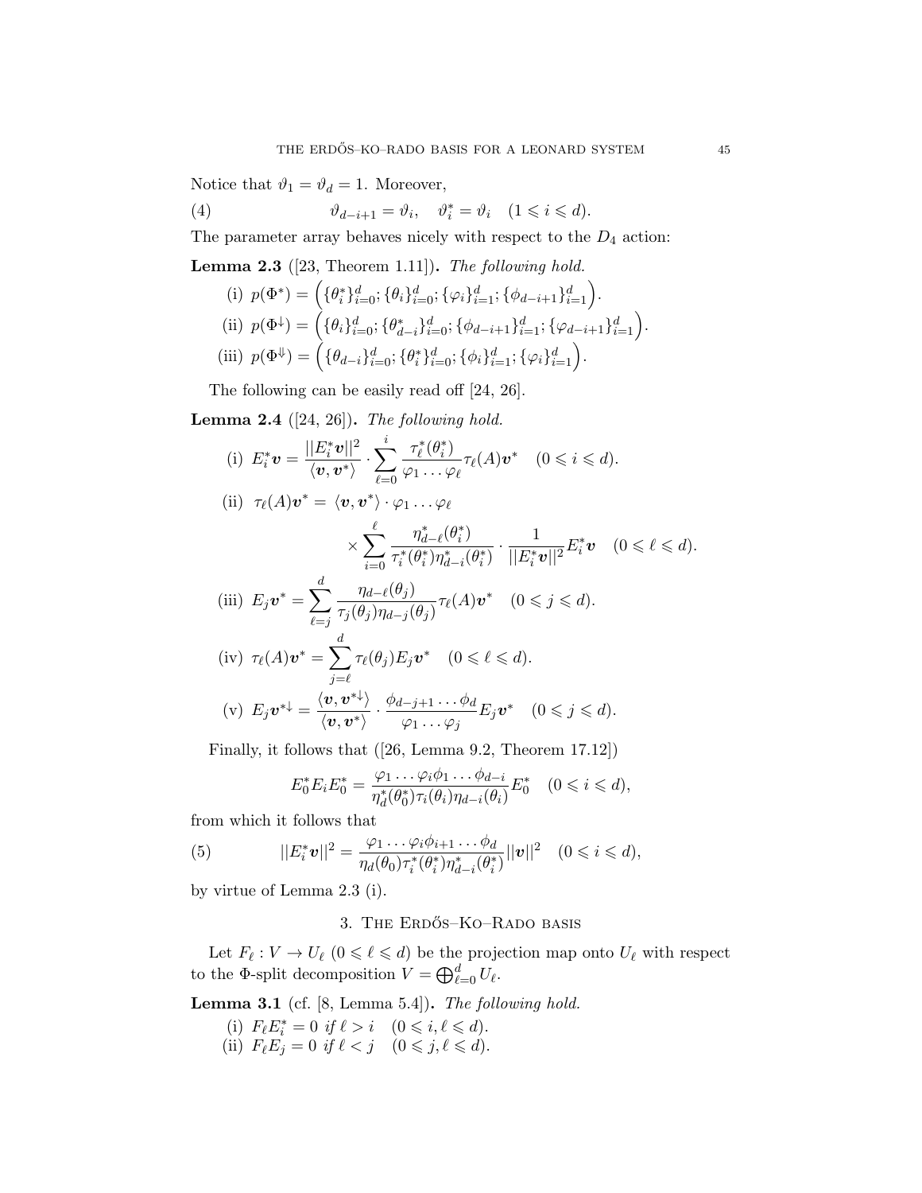Notice that $\vartheta_1 = \vartheta_d = 1$. Moreover,

$$\vartheta_{d-i+1} = \vartheta_i, \quad \vartheta^*_i = \vartheta_i \quad (1 \leqslant i \leqslant d). \tag{4}$$

The parameter array behaves nicely with respect to the $D_4$ action:

**Lemma 2.3** ([23, Theorem 1.11]). *The following hold.*

(i) $p(\Phi^*) = \Big(\{\theta^*_i\}_{i=0}^d; \{\theta_i\}_{i=0}^d; \{\varphi_i\}_{i=1}^d; \{\phi_{d-i+1}\}_{i=1}^d\Big)$.

(ii) $p(\Phi^\downarrow) = \Big(\{\theta_i\}_{i=0}^d; \{\theta^*_{d-i}\}_{i=0}^d; \{\phi_{d-i+1}\}_{i=1}^d; \{\varphi_{d-i+1}\}_{i=1}^d\Big)$.

(iii) $p(\Phi^\Downarrow) = \Big(\{\theta_{d-i}\}_{i=0}^d; \{\theta^*_i\}_{i=0}^d; \{\phi_i\}_{i=1}^d; \{\varphi_i\}_{i=1}^d\Big)$.

The following can be easily read off [24, 26].

**Lemma 2.4** ([24, 26]). *The following hold.*

(i) $E^*_i \boldsymbol{v} = \dfrac{||E^*_i \boldsymbol{v}||^2}{\langle \boldsymbol{v}, \boldsymbol{v}^* \rangle} \cdot \displaystyle\sum_{\ell=0}^{i} \frac{\tau^*_\ell(\theta^*_i)}{\varphi_1 \dots \varphi_\ell} \tau_\ell(A) \boldsymbol{v}^* \quad (0 \leqslant i \leqslant d)$.

(ii) $\tau_\ell(A)\boldsymbol{v}^* = \langle \boldsymbol{v}, \boldsymbol{v}^* \rangle \cdot \varphi_1 \dots \varphi_\ell$

$$\times \sum_{i=0}^{\ell} \frac{\eta^*_{d-\ell}(\theta^*_i)}{\tau^*_i(\theta^*_i)\eta^*_{d-i}(\theta^*_i)} \cdot \frac{1}{||E^*_i \boldsymbol{v}||^2} E^*_i \boldsymbol{v} \quad (0 \leqslant \ell \leqslant d).$$

(iii) $E_j \boldsymbol{v}^* = \displaystyle\sum_{\ell=j}^{d} \frac{\eta_{d-\ell}(\theta_j)}{\tau_j(\theta_j)\eta_{d-j}(\theta_j)} \tau_\ell(A) \boldsymbol{v}^* \quad (0 \leqslant j \leqslant d)$.

(iv) $\tau_\ell(A)\boldsymbol{v}^* = \displaystyle\sum_{j=\ell}^{d} \tau_\ell(\theta_j) E_j \boldsymbol{v}^* \quad (0 \leqslant \ell \leqslant d)$.

(v) $E_j \boldsymbol{v}^{*\downarrow} = \dfrac{\langle \boldsymbol{v}, \boldsymbol{v}^{*\downarrow} \rangle}{\langle \boldsymbol{v}, \boldsymbol{v}^* \rangle} \cdot \dfrac{\phi_{d-j+1} \dots \phi_d}{\varphi_1 \dots \varphi_j} E_j \boldsymbol{v}^* \quad (0 \leqslant j \leqslant d)$.

Finally, it follows that ([26, Lemma 9.2, Theorem 17.12])

$$E^*_0 E_i E^*_0 = \frac{\varphi_1 \dots \varphi_i \phi_1 \dots \phi_{d-i}}{\eta^*_d(\theta^*_0)\tau_i(\theta_i)\eta_{d-i}(\theta_i)} E^*_0 \quad (0 \leqslant i \leqslant d),$$

from which it follows that

$$||E^*_i \boldsymbol{v}||^2 = \frac{\varphi_1 \dots \varphi_i \phi_{i+1} \dots \phi_d}{\eta_d(\theta_0)\tau^*_i(\theta^*_i)\eta^*_{d-i}(\theta^*_i)} ||\boldsymbol{v}||^2 \quad (0 \leqslant i \leqslant d), \tag{5}$$

by virtue of Lemma 2.3 (i).

## 3. The Erdős–Ko–Rado basis

Let $F_\ell : V \to U_\ell$ $(0 \leqslant \ell \leqslant d)$ be the projection map onto $U_\ell$ with respect to the $\Phi$-split decomposition $V = \bigoplus_{\ell=0}^d U_\ell$.

**Lemma 3.1** (cf. [8, Lemma 5.4]). *The following hold.*

(i) $F_\ell E^*_i = 0$ *if* $\ell > i \quad (0 \leqslant i, \ell \leqslant d)$.

(ii) $F_\ell E_j = 0$ *if* $\ell < j \quad (0 \leqslant j, \ell \leqslant d)$.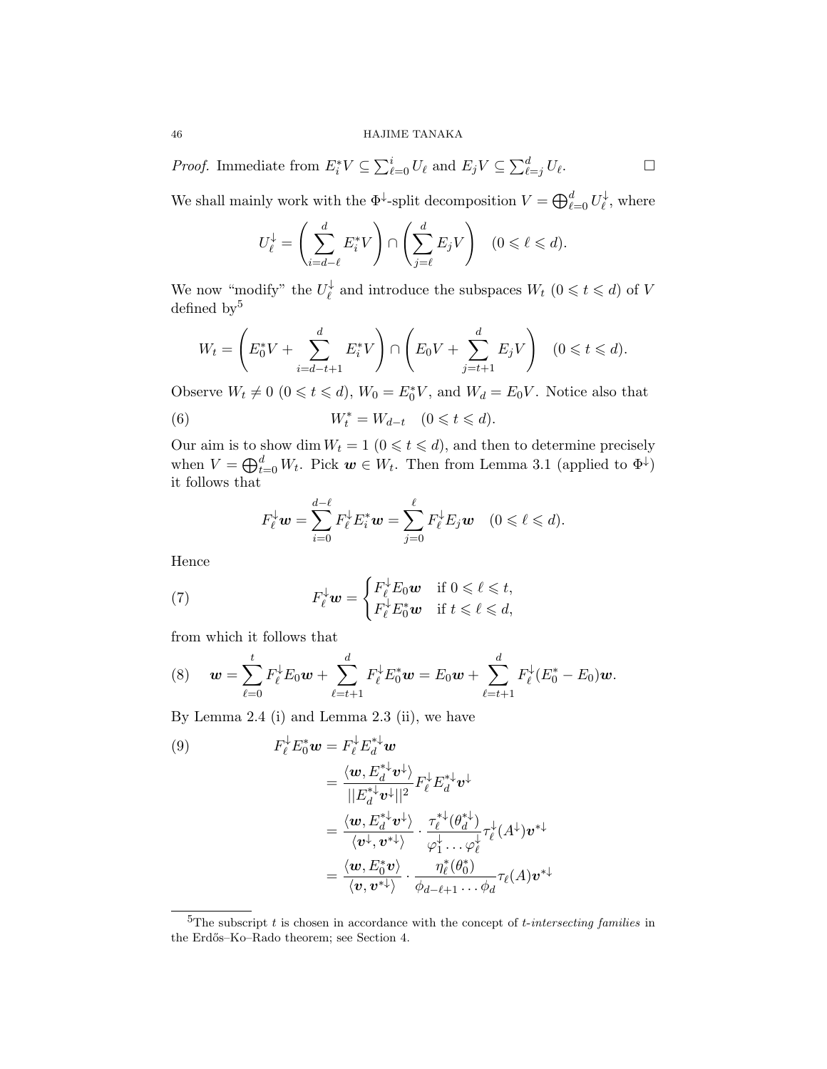*Proof.* Immediate from $E_i^* V \subseteq \sum_{\ell=0}^{i} U_\ell$ and $E_j V \subseteq \sum_{\ell=j}^{d} U_\ell$. $\square$

We shall mainly work with the $\Phi^{\downarrow}$-split decomposition $V = \bigoplus_{\ell=0}^{d} U_\ell^{\downarrow}$, where

$$U_\ell^{\downarrow} = \left( \sum_{i=d-\ell}^{d} E_i^* V \right) \cap \left( \sum_{j=\ell}^{d} E_j V \right) \quad (0 \leqslant \ell \leqslant d).$$

We now "modify" the $U_\ell^{\downarrow}$ and introduce the subspaces $W_t$ $(0 \leqslant t \leqslant d)$ of $V$ defined by[5]

$$W_t = \left( E_0^* V + \sum_{i=d-t+1}^{d} E_i^* V \right) \cap \left( E_0 V + \sum_{j=t+1}^{d} E_j V \right) \quad (0 \leqslant t \leqslant d).$$

Observe $W_t \neq 0$ $(0 \leqslant t \leqslant d)$, $W_0 = E_0^* V$, and $W_d = E_0 V$. Notice also that

$$W_t^* = W_{d-t} \quad (0 \leqslant t \leqslant d). \tag{6}$$

Our aim is to show $\dim W_t = 1$ $(0 \leqslant t \leqslant d)$, and then to determine precisely when $V = \bigoplus_{t=0}^{d} W_t$. Pick $\boldsymbol{w} \in W_t$. Then from Lemma 3.1 (applied to $\Phi^{\downarrow}$) it follows that

$$F_\ell^{\downarrow} \boldsymbol{w} = \sum_{i=0}^{d-\ell} F_\ell^{\downarrow} E_i^* \boldsymbol{w} = \sum_{j=0}^{\ell} F_\ell^{\downarrow} E_j \boldsymbol{w} \quad (0 \leqslant \ell \leqslant d).$$

Hence

$$F_\ell^{\downarrow} \boldsymbol{w} = \begin{cases} F_\ell^{\downarrow} E_0 \boldsymbol{w} & \text{if } 0 \leqslant \ell \leqslant t, \\ F_\ell^{\downarrow} E_0^* \boldsymbol{w} & \text{if } t \leqslant \ell \leqslant d, \end{cases} \tag{7}$$

from which it follows that

$$\boldsymbol{w} = \sum_{\ell=0}^{t} F_\ell^{\downarrow} E_0 \boldsymbol{w} + \sum_{\ell=t+1}^{d} F_\ell^{\downarrow} E_0^* \boldsymbol{w} = E_0 \boldsymbol{w} + \sum_{\ell=t+1}^{d} F_\ell^{\downarrow} (E_0^* - E_0) \boldsymbol{w}. \tag{8}$$

By Lemma 2.4 (i) and Lemma 2.3 (ii), we have

$$\begin{aligned} F_\ell^{\downarrow} E_0^* \boldsymbol{w} &= F_\ell^{\downarrow} E_d^{*\downarrow} \boldsymbol{w} \\ &= \frac{\langle \boldsymbol{w}, E_d^{*\downarrow} \boldsymbol{v}^{\downarrow} \rangle}{\| E_d^{*\downarrow} \boldsymbol{v}^{\downarrow} \|^2} F_\ell^{\downarrow} E_d^{*\downarrow} \boldsymbol{v}^{\downarrow} \\ &= \frac{\langle \boldsymbol{w}, E_d^{*\downarrow} \boldsymbol{v}^{\downarrow} \rangle}{\langle \boldsymbol{v}^{\downarrow}, \boldsymbol{v}^{*\downarrow} \rangle} \cdot \frac{\tau_\ell^{*\downarrow}(\theta_d^{*\downarrow})}{\varphi_1^{\downarrow} \cdots \varphi_\ell^{\downarrow}} \tau_\ell^{\downarrow}(A^{\downarrow}) \boldsymbol{v}^{*\downarrow} \\ &= \frac{\langle \boldsymbol{w}, E_0^* \boldsymbol{v} \rangle}{\langle \boldsymbol{v}, \boldsymbol{v}^{*\downarrow} \rangle} \cdot \frac{\eta_\ell^*(\theta_0^*)}{\phi_{d-\ell+1} \cdots \phi_d} \tau_\ell(A) \boldsymbol{v}^{*\downarrow} \end{aligned} \tag{9}$$

---

[5] The subscript $t$ is chosen in accordance with the concept of *t-intersecting families* in the Erdős–Ko–Rado theorem; see Section 4.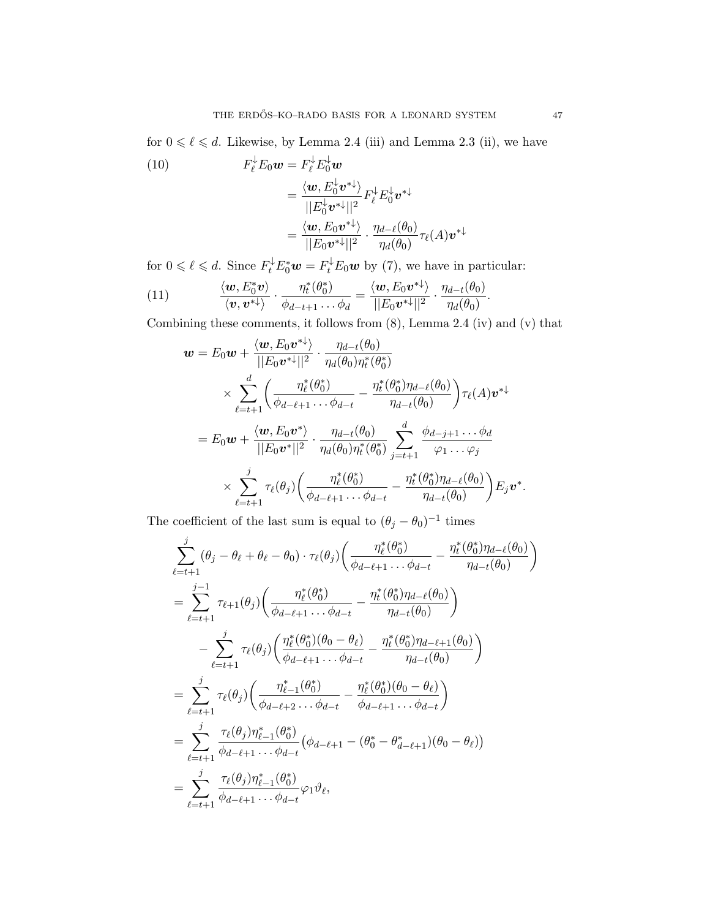for $0 \leqslant \ell \leqslant d$. Likewise, by Lemma 2.4 (iii) and Lemma 2.3 (ii), we have

$$
\begin{aligned}
F_\ell^{\downarrow} E_0 \boldsymbol{w} &= F_\ell^{\downarrow} E_0^{\downarrow} \boldsymbol{w} \\
&= \frac{\langle \boldsymbol{w}, E_0^{\downarrow} \boldsymbol{v}^{*\downarrow} \rangle}{||E_0^{\downarrow} \boldsymbol{v}^{*\downarrow}||^2} F_\ell^{\downarrow} E_0^{\downarrow} \boldsymbol{v}^{*\downarrow} \\
&= \frac{\langle \boldsymbol{w}, E_0 \boldsymbol{v}^{*\downarrow} \rangle}{||E_0 \boldsymbol{v}^{*\downarrow}||^2} \cdot \frac{\eta_{d-\ell}(\theta_0)}{\eta_d(\theta_0)} \tau_\ell(A) \boldsymbol{v}^{*\downarrow}
\end{aligned} \tag{10}
$$

for $0 \leqslant \ell \leqslant d$. Since $F_t^{\downarrow} E_0^* \boldsymbol{w} = F_t^{\downarrow} E_0 \boldsymbol{w}$ by (7), we have in particular:

$$
\frac{\langle \boldsymbol{w}, E_0^* \boldsymbol{v} \rangle}{\langle \boldsymbol{v}, \boldsymbol{v}^{*\downarrow} \rangle} \cdot \frac{\eta_t^*(\theta_0^*)}{\phi_{d-t+1} \dots \phi_d} = \frac{\langle \boldsymbol{w}, E_0 \boldsymbol{v}^{*\downarrow} \rangle}{||E_0 \boldsymbol{v}^{*\downarrow}||^2} \cdot \frac{\eta_{d-t}(\theta_0)}{\eta_d(\theta_0)}. \tag{11}
$$

Combining these comments, it follows from (8), Lemma 2.4 (iv) and (v) that

$$
\begin{aligned}
\boldsymbol{w} &= E_0 \boldsymbol{w} + \frac{\langle \boldsymbol{w}, E_0 \boldsymbol{v}^{*\downarrow} \rangle}{||E_0 \boldsymbol{v}^{*\downarrow}||^2} \cdot \frac{\eta_{d-t}(\theta_0)}{\eta_d(\theta_0) \eta_t^*(\theta_0^*)} \\
&\qquad \times \sum_{\ell=t+1}^{d} \bigg( \frac{\eta_\ell^*(\theta_0^*)}{\phi_{d-\ell+1} \dots \phi_{d-t}} - \frac{\eta_t^*(\theta_0^*) \eta_{d-\ell}(\theta_0)}{\eta_{d-t}(\theta_0)} \bigg) \tau_\ell(A) \boldsymbol{v}^{*\downarrow} \\
&= E_0 \boldsymbol{w} + \frac{\langle \boldsymbol{w}, E_0 \boldsymbol{v}^* \rangle}{||E_0 \boldsymbol{v}^*||^2} \cdot \frac{\eta_{d-t}(\theta_0)}{\eta_d(\theta_0) \eta_t^*(\theta_0^*)} \sum_{j=t+1}^{d} \frac{\phi_{d-j+1} \dots \phi_d}{\varphi_1 \dots \varphi_j} \\
&\qquad \times \sum_{\ell=t+1}^{j} \tau_\ell(\theta_j) \bigg( \frac{\eta_\ell^*(\theta_0^*)}{\phi_{d-\ell+1} \dots \phi_{d-t}} - \frac{\eta_t^*(\theta_0^*) \eta_{d-\ell}(\theta_0)}{\eta_{d-t}(\theta_0)} \bigg) E_j \boldsymbol{v}^*.
\end{aligned}
$$

The coefficient of the last sum is equal to $(\theta_j - \theta_0)^{-1}$ times

$$
\begin{aligned}
&\sum_{\ell=t+1}^{j} (\theta_j - \theta_\ell + \theta_\ell - \theta_0) \cdot \tau_\ell(\theta_j) \bigg( \frac{\eta_\ell^*(\theta_0^*)}{\phi_{d-\ell+1} \dots \phi_{d-t}} - \frac{\eta_t^*(\theta_0^*) \eta_{d-\ell}(\theta_0)}{\eta_{d-t}(\theta_0)} \bigg) \\
&= \sum_{\ell=t+1}^{j-1} \tau_{\ell+1}(\theta_j) \bigg( \frac{\eta_\ell^*(\theta_0^*)}{\phi_{d-\ell+1} \dots \phi_{d-t}} - \frac{\eta_t^*(\theta_0^*) \eta_{d-\ell}(\theta_0)}{\eta_{d-t}(\theta_0)} \bigg) \\
&\qquad - \sum_{\ell=t+1}^{j} \tau_\ell(\theta_j) \bigg( \frac{\eta_\ell^*(\theta_0^*)(\theta_0 - \theta_\ell)}{\phi_{d-\ell+1} \dots \phi_{d-t}} - \frac{\eta_t^*(\theta_0^*) \eta_{d-\ell+1}(\theta_0)}{\eta_{d-t}(\theta_0)} \bigg) \\
&= \sum_{\ell=t+1}^{j} \tau_\ell(\theta_j) \bigg( \frac{\eta_{\ell-1}^*(\theta_0^*)}{\phi_{d-\ell+2} \dots \phi_{d-t}} - \frac{\eta_\ell^*(\theta_0^*)(\theta_0 - \theta_\ell)}{\phi_{d-\ell+1} \dots \phi_{d-t}} \bigg) \\
&= \sum_{\ell=t+1}^{j} \frac{\tau_\ell(\theta_j) \eta_{\ell-1}^*(\theta_0^*)}{\phi_{d-\ell+1} \dots \phi_{d-t}} \big( \phi_{d-\ell+1} - (\theta_0^* - \theta_{d-\ell+1}^*)(\theta_0 - \theta_\ell) \big) \\
&= \sum_{\ell=t+1}^{j} \frac{\tau_\ell(\theta_j) \eta_{\ell-1}^*(\theta_0^*)}{\phi_{d-\ell+1} \dots \phi_{d-t}} \varphi_1 \vartheta_\ell,
\end{aligned}
$$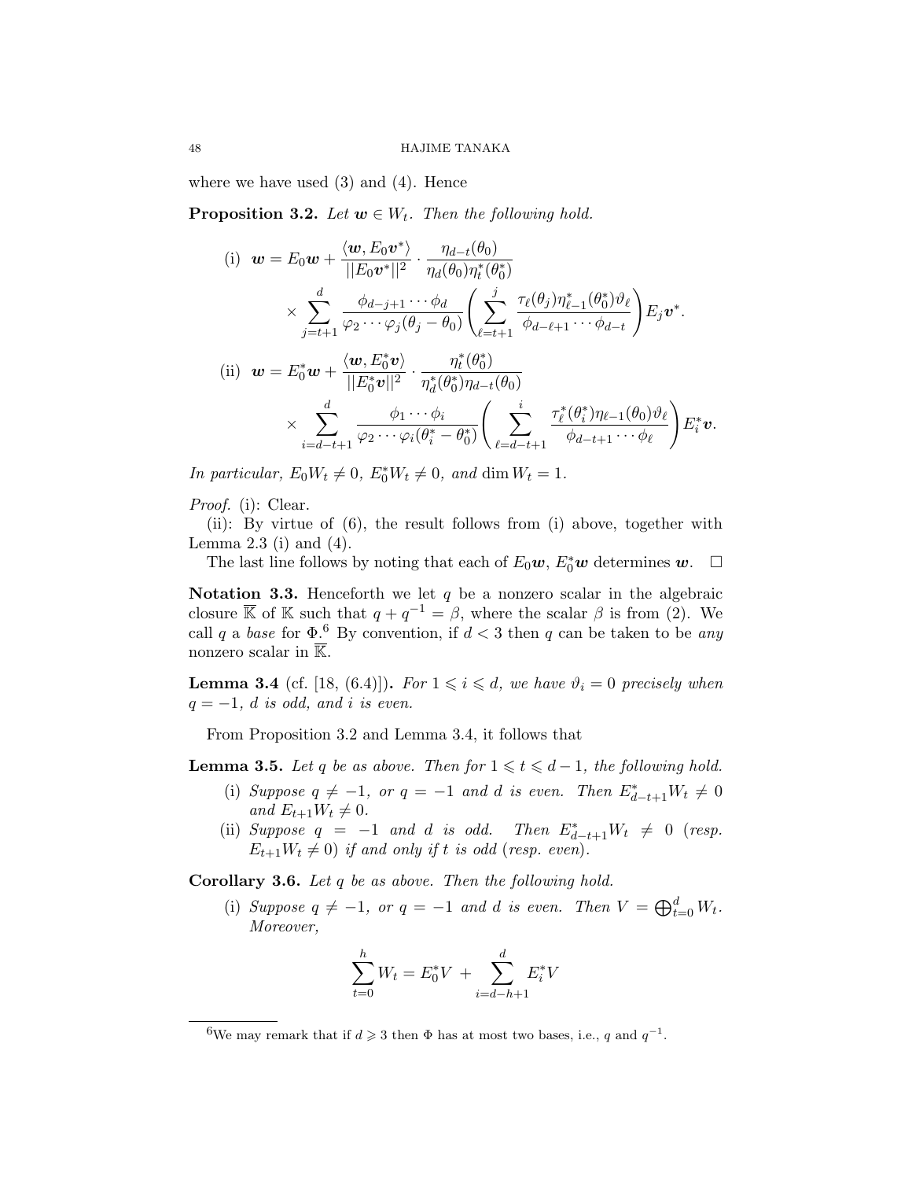where we have used (3) and (4). Hence

**Proposition 3.2.** *Let $\boldsymbol{w} \in W_t$. Then the following hold.*

(i)
$$\boldsymbol{w} = E_0\boldsymbol{w} + \frac{\langle \boldsymbol{w}, E_0\boldsymbol{v}^*\rangle}{||E_0\boldsymbol{v}^*||^2} \cdot \frac{\eta_{d-t}(\theta_0)}{\eta_d(\theta_0)\eta^*_t(\theta^*_0)} \times \sum_{j=t+1}^{d} \frac{\phi_{d-j+1}\cdots\phi_d}{\varphi_2\cdots\varphi_j(\theta_j-\theta_0)} \left( \sum_{\ell=t+1}^{j} \frac{\tau_\ell(\theta_j)\eta^*_{\ell-1}(\theta^*_0)\vartheta_\ell}{\phi_{d-\ell+1}\cdots\phi_{d-t}} \right) E_j\boldsymbol{v}^*.$$

(ii)
$$\boldsymbol{w} = E^*_0\boldsymbol{w} + \frac{\langle \boldsymbol{w}, E^*_0\boldsymbol{v}\rangle}{||E^*_0\boldsymbol{v}||^2} \cdot \frac{\eta^*_t(\theta^*_0)}{\eta^*_d(\theta^*_0)\eta_{d-t}(\theta_0)} \times \sum_{i=d-t+1}^{d} \frac{\phi_1\cdots\phi_i}{\varphi_2\cdots\varphi_i(\theta^*_i-\theta^*_0)} \left( \sum_{\ell=d-t+1}^{i} \frac{\tau^*_\ell(\theta^*_i)\eta_{\ell-1}(\theta_0)\vartheta_\ell}{\phi_{d-t+1}\cdots\phi_\ell} \right) E^*_i\boldsymbol{v}.$$

*In particular, $E_0W_t \neq 0$, $E^*_0W_t \neq 0$, and $\dim W_t = 1$.*

*Proof.* (i): Clear.

(ii): By virtue of (6), the result follows from (i) above, together with Lemma 2.3 (i) and (4).

The last line follows by noting that each of $E_0\boldsymbol{w}$, $E^*_0\boldsymbol{w}$ determines $\boldsymbol{w}$. $\square$

**Notation 3.3.** Henceforth we let $q$ be a nonzero scalar in the algebraic closure $\overline{\mathbb{K}}$ of $\mathbb{K}$ such that $q + q^{-1} = \beta$, where the scalar $\beta$ is from (2). We call $q$ a *base* for $\Phi$.[6] By convention, if $d < 3$ then $q$ can be taken to be *any* nonzero scalar in $\overline{\mathbb{K}}$.

**Lemma 3.4** (cf. [18, (6.4)])**.** *For $1 \leqslant i \leqslant d$, we have $\vartheta_i = 0$ precisely when $q = -1$, $d$ is odd, and $i$ is even.*

From Proposition 3.2 and Lemma 3.4, it follows that

**Lemma 3.5.** *Let $q$ be as above. Then for $1 \leqslant t \leqslant d-1$, the following hold.*

(i) *Suppose $q \neq -1$, or $q = -1$ and $d$ is even. Then $E^*_{d-t+1}W_t \neq 0$ and $E_{t+1}W_t \neq 0$.*

(ii) *Suppose $q = -1$ and $d$ is odd. Then $E^*_{d-t+1}W_t \neq 0$ (resp. $E_{t+1}W_t \neq 0$) if and only if $t$ is odd (resp. even).*

**Corollary 3.6.** *Let $q$ be as above. Then the following hold.*

(i) *Suppose $q \neq -1$, or $q = -1$ and $d$ is even. Then $V = \bigoplus_{t=0}^{d} W_t$. Moreover,*

$$\sum_{t=0}^{h} W_t = E^*_0V + \sum_{i=d-h+1}^{d} E^*_iV$$

[6] We may remark that if $d \geqslant 3$ then $\Phi$ has at most two bases, i.e., $q$ and $q^{-1}$.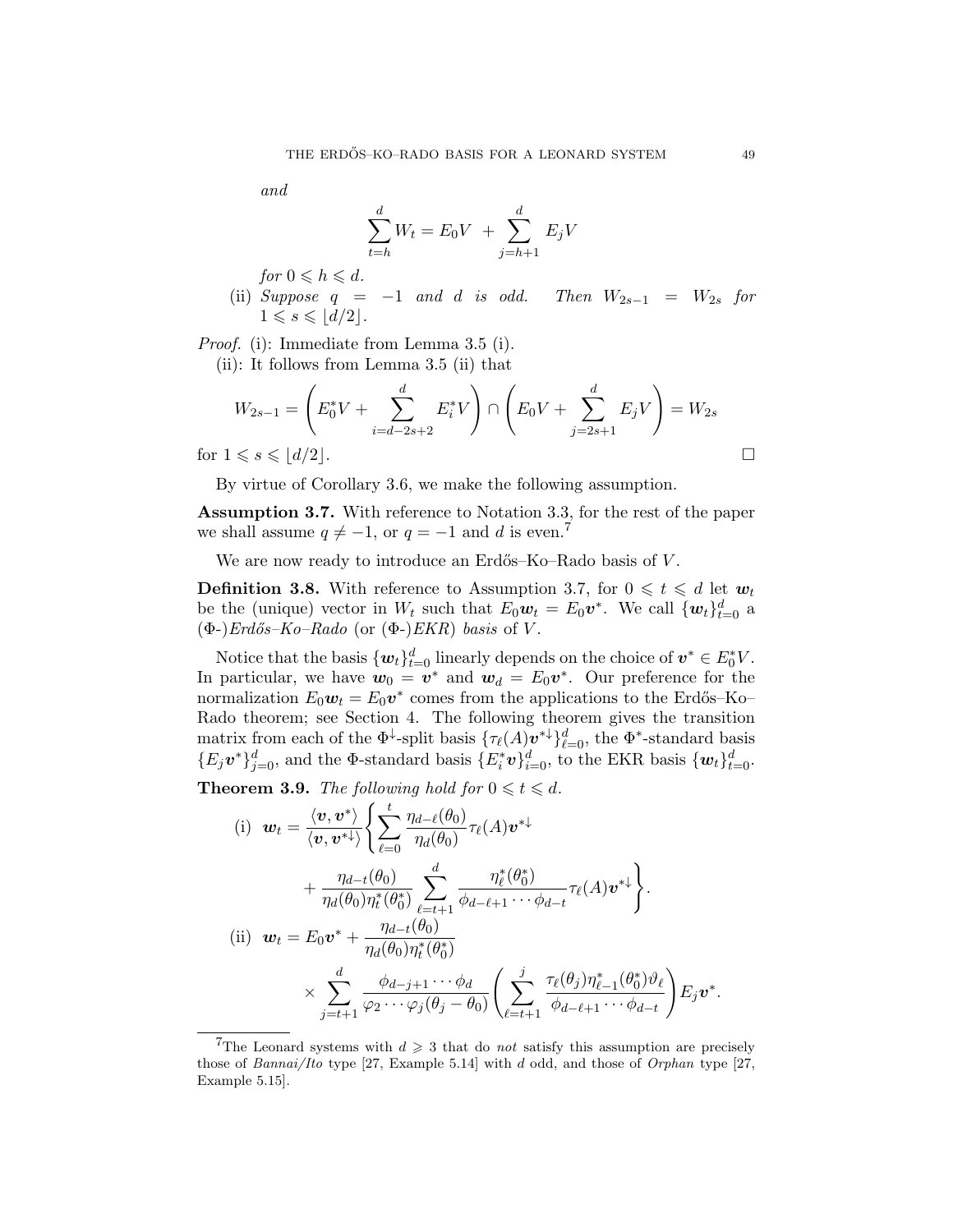*and*

$$\sum_{t=h}^{d} W_t = E_0V \; + \sum_{j=h+1}^{d} E_jV$$

*for* $0 \leqslant h \leqslant d$.

(ii) *Suppose* $q = -1$ *and* $d$ *is odd. Then* $W_{2s-1} = W_{2s}$ *for* $1 \leqslant s \leqslant \lfloor d/2 \rfloor$.

*Proof.* (i): Immediate from Lemma 3.5 (i).

(ii): It follows from Lemma 3.5 (ii) that

$$W_{2s-1} = \left( E_0^*V + \sum_{i=d-2s+2}^{d} E_i^*V \right) \cap \left( E_0V + \sum_{j=2s+1}^{d} E_jV \right) = W_{2s}$$

for $1 \leqslant s \leqslant \lfloor d/2 \rfloor$. □

By virtue of Corollary 3.6, we make the following assumption.

**Assumption 3.7.** With reference to Notation 3.3, for the rest of the paper we shall assume $q \neq -1$, or $q = -1$ and $d$ is even.[7]

We are now ready to introduce an Erdős–Ko–Rado basis of $V$.

**Definition 3.8.** With reference to Assumption 3.7, for $0 \leqslant t \leqslant d$ let $\boldsymbol{w}_t$ be the (unique) vector in $W_t$ such that $E_0\boldsymbol{w}_t = E_0\boldsymbol{v}^*$. We call $\{\boldsymbol{w}_t\}_{t=0}^d$ a ($\Phi$-)*Erdős–Ko–Rado* (or ($\Phi$-)*EKR*) *basis* of $V$.

Notice that the basis $\{\boldsymbol{w}_t\}_{t=0}^d$ linearly depends on the choice of $\boldsymbol{v}^* \in E_0^*V$. In particular, we have $\boldsymbol{w}_0 = \boldsymbol{v}^*$ and $\boldsymbol{w}_d = E_0\boldsymbol{v}^*$. Our preference for the normalization $E_0\boldsymbol{w}_t = E_0\boldsymbol{v}^*$ comes from the applications to the Erdős–Ko–Rado theorem; see Section 4. The following theorem gives the transition matrix from each of the $\Phi^{\downarrow}$-split basis $\{\tau_\ell(A)\boldsymbol{v}^{*\downarrow}\}_{\ell=0}^d$, the $\Phi^*$-standard basis $\{E_j\boldsymbol{v}^*\}_{j=0}^d$, and the $\Phi$-standard basis $\{E_i^*\boldsymbol{v}\}_{i=0}^d$, to the EKR basis $\{\boldsymbol{w}_t\}_{t=0}^d$.

**Theorem 3.9.** *The following hold for* $0 \leqslant t \leqslant d$.

(i)
$$\boldsymbol{w}_t = \frac{\langle \boldsymbol{v}, \boldsymbol{v}^* \rangle}{\langle \boldsymbol{v}, \boldsymbol{v}^{*\downarrow} \rangle} \left\{ \sum_{\ell=0}^{t} \frac{\eta_{d-\ell}(\theta_0)}{\eta_d(\theta_0)} \tau_\ell(A)\boldsymbol{v}^{*\downarrow} + \frac{\eta_{d-t}(\theta_0)}{\eta_d(\theta_0)\eta_t^*(\theta_0^*)} \sum_{\ell=t+1}^{d} \frac{\eta_\ell^*(\theta_0^*)}{\phi_{d-\ell+1}\cdots\phi_{d-t}} \tau_\ell(A)\boldsymbol{v}^{*\downarrow} \right\}.$$

(ii)
$$\boldsymbol{w}_t = E_0\boldsymbol{v}^* + \frac{\eta_{d-t}(\theta_0)}{\eta_d(\theta_0)\eta_t^*(\theta_0^*)} \times \sum_{j=t+1}^{d} \frac{\phi_{d-j+1}\cdots\phi_d}{\varphi_2\cdots\varphi_j(\theta_j-\theta_0)} \left( \sum_{\ell=t+1}^{j} \frac{\tau_\ell(\theta_j)\eta_{\ell-1}^*(\theta_0^*)\vartheta_\ell}{\phi_{d-\ell+1}\cdots\phi_{d-t}} \right) E_j\boldsymbol{v}^*.$$

---

[7] The Leonard systems with $d \geqslant 3$ that do *not* satisfy this assumption are precisely those of *Bannai/Ito* type [27, Example 5.14] with $d$ odd, and those of *Orphan* type [27, Example 5.15].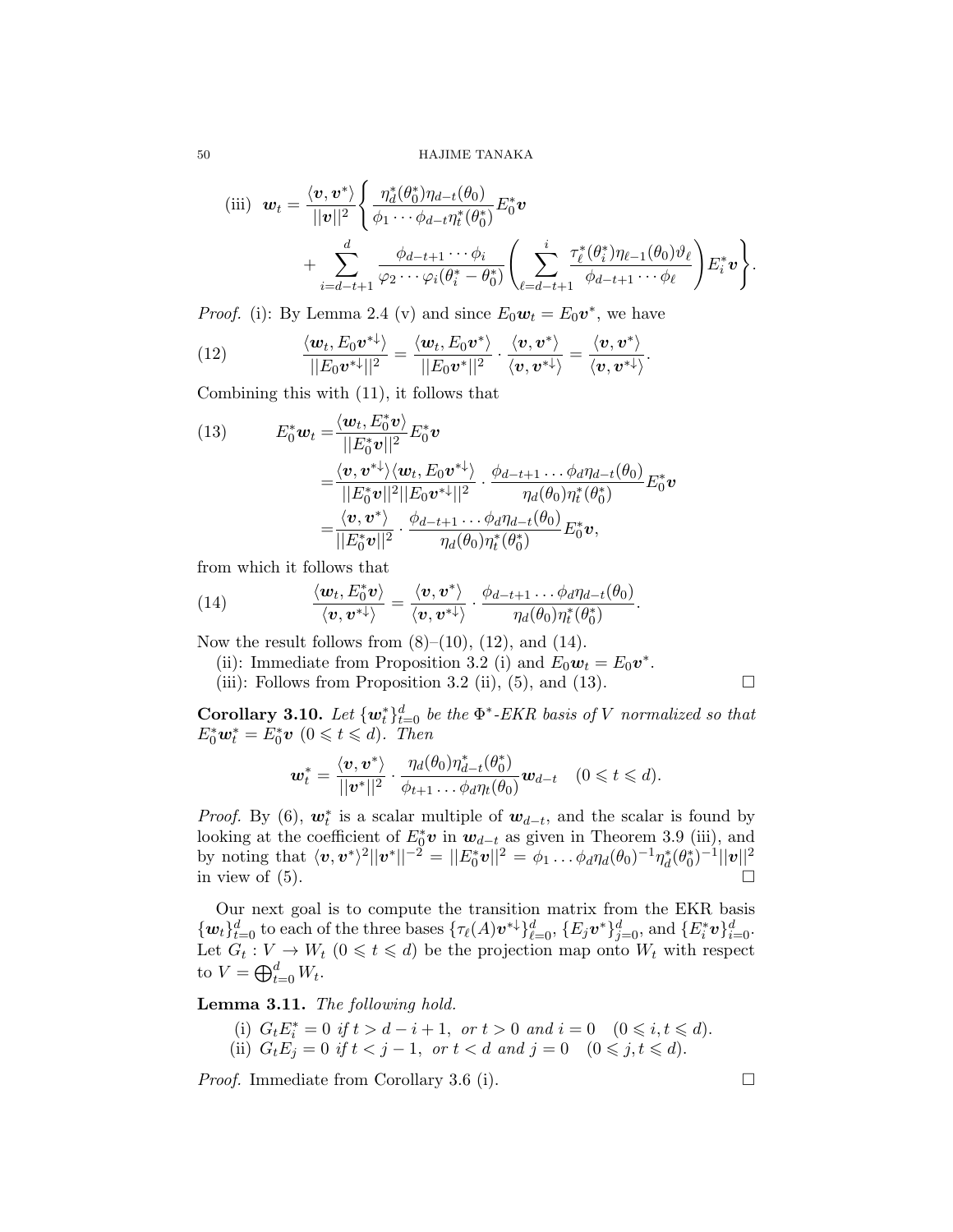(iii) $$\boldsymbol{w}_t = \frac{\langle \boldsymbol{v}, \boldsymbol{v}^* \rangle}{||\boldsymbol{v}||^2} \Bigg\{ \frac{\eta_d^*(\theta_0^*)\eta_{d-t}(\theta_0)}{\phi_1 \cdots \phi_{d-t}\eta_t^*(\theta_0^*)} E_0^* \boldsymbol{v} + \sum_{i=d-t+1}^{d} \frac{\phi_{d-t+1} \cdots \phi_i}{\varphi_2 \cdots \varphi_i (\theta_i^* - \theta_0^*)} \left( \sum_{\ell=d-t+1}^{i} \frac{\tau_\ell^*(\theta_i^*)\eta_{\ell-1}(\theta_0)\vartheta_\ell}{\phi_{d-t+1} \cdots \phi_\ell} \right) E_i^* \boldsymbol{v} \Bigg\}.$$

*Proof.* (i): By Lemma 2.4 (v) and since $E_0 \boldsymbol{w}_t = E_0 \boldsymbol{v}^*$, we have

$$\frac{\langle \boldsymbol{w}_t, E_0 \boldsymbol{v}^{*\downarrow} \rangle}{||E_0 \boldsymbol{v}^{*\downarrow}||^2} = \frac{\langle \boldsymbol{w}_t, E_0 \boldsymbol{v}^* \rangle}{||E_0 \boldsymbol{v}^*||^2} \cdot \frac{\langle \boldsymbol{v}, \boldsymbol{v}^* \rangle}{\langle \boldsymbol{v}, \boldsymbol{v}^{*\downarrow} \rangle} = \frac{\langle \boldsymbol{v}, \boldsymbol{v}^* \rangle}{\langle \boldsymbol{v}, \boldsymbol{v}^{*\downarrow} \rangle}. \tag{12}$$

Combining this with (11), it follows that

$$\begin{aligned} E_0^* \boldsymbol{w}_t &= \frac{\langle \boldsymbol{w}_t, E_0^* \boldsymbol{v} \rangle}{||E_0^* \boldsymbol{v}||^2} E_0^* \boldsymbol{v} \\ &= \frac{\langle \boldsymbol{v}, \boldsymbol{v}^{*\downarrow} \rangle \langle \boldsymbol{w}_t, E_0 \boldsymbol{v}^{*\downarrow} \rangle}{||E_0^* \boldsymbol{v}||^2 ||E_0 \boldsymbol{v}^{*\downarrow}||^2} \cdot \frac{\phi_{d-t+1} \ldots \phi_d \eta_{d-t}(\theta_0)}{\eta_d(\theta_0)\eta_t^*(\theta_0^*)} E_0^* \boldsymbol{v} \\ &= \frac{\langle \boldsymbol{v}, \boldsymbol{v}^* \rangle}{||E_0^* \boldsymbol{v}||^2} \cdot \frac{\phi_{d-t+1} \ldots \phi_d \eta_{d-t}(\theta_0)}{\eta_d(\theta_0)\eta_t^*(\theta_0^*)} E_0^* \boldsymbol{v}, \end{aligned} \tag{13}$$

from which it follows that

$$\frac{\langle \boldsymbol{w}_t, E_0^* \boldsymbol{v} \rangle}{\langle \boldsymbol{v}, \boldsymbol{v}^{*\downarrow} \rangle} = \frac{\langle \boldsymbol{v}, \boldsymbol{v}^* \rangle}{\langle \boldsymbol{v}, \boldsymbol{v}^{*\downarrow} \rangle} \cdot \frac{\phi_{d-t+1} \ldots \phi_d \eta_{d-t}(\theta_0)}{\eta_d(\theta_0)\eta_t^*(\theta_0^*)}. \tag{14}$$

Now the result follows from (8)–(10), (12), and (14).

(ii): Immediate from Proposition 3.2 (i) and $E_0 \boldsymbol{w}_t = E_0 \boldsymbol{v}^*$.

(iii): Follows from Proposition 3.2 (ii), (5), and (13). □

**Corollary 3.10.** *Let $\{\boldsymbol{w}_t^*\}_{t=0}^d$ be the $\Phi^*$-EKR basis of $V$ normalized so that $E_0^* \boldsymbol{w}_t^* = E_0^* \boldsymbol{v}$ $(0 \leqslant t \leqslant d)$. Then*

$$\boldsymbol{w}_t^* = \frac{\langle \boldsymbol{v}, \boldsymbol{v}^* \rangle}{||\boldsymbol{v}^*||^2} \cdot \frac{\eta_d(\theta_0)\eta_{d-t}^*(\theta_0^*)}{\phi_{t+1} \ldots \phi_d \eta_t(\theta_0)} \boldsymbol{w}_{d-t} \quad (0 \leqslant t \leqslant d).$$

*Proof.* By (6), $\boldsymbol{w}_t^*$ is a scalar multiple of $\boldsymbol{w}_{d-t}$, and the scalar is found by looking at the coefficient of $E_0^* \boldsymbol{v}$ in $\boldsymbol{w}_{d-t}$ as given in Theorem 3.9 (iii), and by noting that $\langle \boldsymbol{v}, \boldsymbol{v}^* \rangle^2 ||\boldsymbol{v}^*||^{-2} = ||E_0^* \boldsymbol{v}||^2 = \phi_1 \ldots \phi_d \eta_d(\theta_0)^{-1} \eta_d^*(\theta_0^*)^{-1} ||\boldsymbol{v}||^2$ in view of (5). □

Our next goal is to compute the transition matrix from the EKR basis $\{\boldsymbol{w}_t\}_{t=0}^d$ to each of the three bases $\{\tau_\ell(A)\boldsymbol{v}^{*\downarrow}\}_{\ell=0}^d$, $\{E_j \boldsymbol{v}^*\}_{j=0}^d$, and $\{E_i^* \boldsymbol{v}\}_{i=0}^d$. Let $G_t : V \to W_t$ $(0 \leqslant t \leqslant d)$ be the projection map onto $W_t$ with respect to $V = \bigoplus_{t=0}^d W_t$.

**Lemma 3.11.** *The following hold.*

(i) *$G_t E_i^* = 0$ if $t > d - i + 1$, or $t > 0$ and $i = 0$ $\quad (0 \leqslant i, t \leqslant d)$.*

(ii) *$G_t E_j = 0$ if $t < j - 1$, or $t < d$ and $j = 0$ $\quad (0 \leqslant j, t \leqslant d)$.*

*Proof.* Immediate from Corollary 3.6 (i). □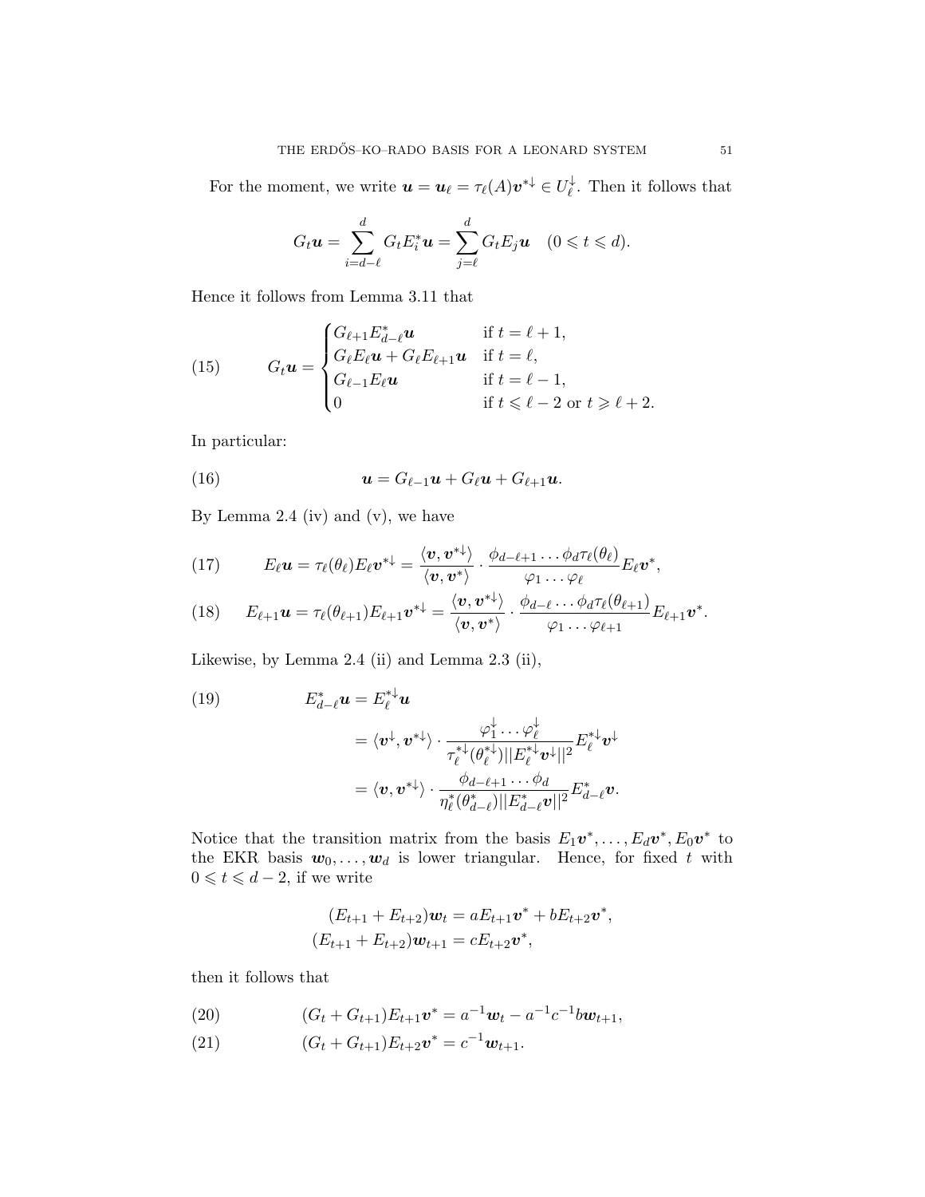For the moment, we write $\boldsymbol{u} = \boldsymbol{u}_\ell = \tau_\ell(A)\boldsymbol{v}^{*\downarrow} \in U_\ell^{\downarrow}$. Then it follows that

$$G_t \boldsymbol{u} = \sum_{i=d-\ell}^{d} G_t E_i^* \boldsymbol{u} = \sum_{j=\ell}^{d} G_t E_j \boldsymbol{u} \quad (0 \leqslant t \leqslant d).$$

Hence it follows from Lemma 3.11 that

$$G_t \boldsymbol{u} = \begin{cases} G_{\ell+1} E_{d-\ell}^* \boldsymbol{u} & \text{if } t = \ell+1, \\ G_\ell E_\ell \boldsymbol{u} + G_\ell E_{\ell+1} \boldsymbol{u} & \text{if } t = \ell, \\ G_{\ell-1} E_\ell \boldsymbol{u} & \text{if } t = \ell - 1, \\ 0 & \text{if } t \leqslant \ell - 2 \text{ or } t \geqslant \ell + 2. \end{cases} \tag{15}$$

In particular:

$$\boldsymbol{u} = G_{\ell-1}\boldsymbol{u} + G_\ell \boldsymbol{u} + G_{\ell+1}\boldsymbol{u}. \tag{16}$$

By Lemma 2.4 (iv) and (v), we have

$$E_\ell \boldsymbol{u} = \tau_\ell(\theta_\ell) E_\ell \boldsymbol{v}^{*\downarrow} = \frac{\langle \boldsymbol{v}, \boldsymbol{v}^{*\downarrow}\rangle}{\langle \boldsymbol{v}, \boldsymbol{v}^{*}\rangle} \cdot \frac{\phi_{d-\ell+1}\dots\phi_d \tau_\ell(\theta_\ell)}{\varphi_1 \dots \varphi_\ell} E_\ell \boldsymbol{v}^*, \tag{17}$$

$$E_{\ell+1} \boldsymbol{u} = \tau_\ell(\theta_{\ell+1}) E_{\ell+1} \boldsymbol{v}^{*\downarrow} = \frac{\langle \boldsymbol{v}, \boldsymbol{v}^{*\downarrow}\rangle}{\langle \boldsymbol{v}, \boldsymbol{v}^{*}\rangle} \cdot \frac{\phi_{d-\ell}\dots\phi_d \tau_\ell(\theta_{\ell+1})}{\varphi_1 \dots \varphi_{\ell+1}} E_{\ell+1} \boldsymbol{v}^*. \tag{18}$$

Likewise, by Lemma 2.4 (ii) and Lemma 2.3 (ii),

$$\begin{aligned} E_{d-\ell}^* \boldsymbol{u} &= E_\ell^{*\downarrow} \boldsymbol{u} \\ &= \langle \boldsymbol{v}^\downarrow, \boldsymbol{v}^{*\downarrow}\rangle \cdot \frac{\varphi_1^\downarrow \cdots \varphi_\ell^\downarrow}{\tau_\ell^{*\downarrow}(\theta_\ell^{*\downarrow}) ||E_\ell^{*\downarrow}\boldsymbol{v}^\downarrow||^2} E_\ell^{*\downarrow}\boldsymbol{v}^\downarrow \\ &= \langle \boldsymbol{v}, \boldsymbol{v}^{*\downarrow}\rangle \cdot \frac{\phi_{d-\ell+1}\cdots\phi_d}{\eta_\ell^*(\theta_{d-\ell}^*) ||E_{d-\ell}^*\boldsymbol{v}||^2} E_{d-\ell}^*\boldsymbol{v}. \end{aligned} \tag{19}$$

Notice that the transition matrix from the basis $E_1\boldsymbol{v}^*, \dots, E_d\boldsymbol{v}^*, E_0\boldsymbol{v}^*$ to the EKR basis $\boldsymbol{w}_0, \dots, \boldsymbol{w}_d$ is lower triangular. Hence, for fixed $t$ with $0 \leqslant t \leqslant d-2$, if we write

$$\begin{aligned} (E_{t+1} + E_{t+2})\boldsymbol{w}_t &= aE_{t+1}\boldsymbol{v}^* + bE_{t+2}\boldsymbol{v}^*, \\ (E_{t+1} + E_{t+2})\boldsymbol{w}_{t+1} &= cE_{t+2}\boldsymbol{v}^*, \end{aligned}$$

then it follows that

$$(G_t + G_{t+1})E_{t+1}\boldsymbol{v}^* = a^{-1}\boldsymbol{w}_t - a^{-1}c^{-1}b\boldsymbol{w}_{t+1}, \tag{20}$$

$$(G_t + G_{t+1})E_{t+2}\boldsymbol{v}^* = c^{-1}\boldsymbol{w}_{t+1}. \tag{21}$$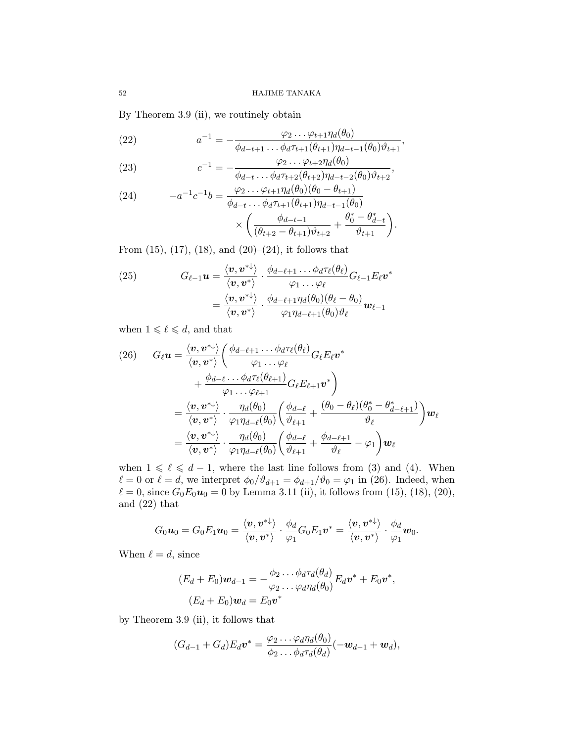By Theorem 3.9 (ii), we routinely obtain

$$a^{-1} = -\frac{\varphi_2 \dots \varphi_{t+1} \eta_d(\theta_0)}{\phi_{d-t+1} \dots \phi_d \tau_{t+1}(\theta_{t+1}) \eta_{d-t-1}(\theta_0) \vartheta_{t+1}}, \tag{22}$$

$$c^{-1} = -\frac{\varphi_2 \dots \varphi_{t+2} \eta_d(\theta_0)}{\phi_{d-t} \dots \phi_d \tau_{t+2}(\theta_{t+2}) \eta_{d-t-2}(\theta_0) \vartheta_{t+2}}, \tag{23}$$

$$\begin{aligned} -a^{-1}c^{-1}b = & \frac{\varphi_2 \dots \varphi_{t+1} \eta_d(\theta_0)(\theta_0 - \theta_{t+1})}{\phi_{d-t} \dots \phi_d \tau_{t+1}(\theta_{t+1}) \eta_{d-t-1}(\theta_0)} \\ & \times \left( \frac{\phi_{d-t-1}}{(\theta_{t+2} - \theta_{t+1}) \vartheta_{t+2}} + \frac{\theta^*_0 - \theta^*_{d-t}}{\vartheta_{t+1}} \right). \end{aligned} \tag{24}$$

From (15), (17), (18), and (20)–(24), it follows that

$$\begin{aligned} G_{\ell-1} \boldsymbol{u} &= \frac{\langle \boldsymbol{v}, \boldsymbol{v}^{*\downarrow} \rangle}{\langle \boldsymbol{v}, \boldsymbol{v}^* \rangle} \cdot \frac{\phi_{d-\ell+1} \dots \phi_d \tau_\ell(\theta_\ell)}{\varphi_1 \dots \varphi_\ell} G_{\ell-1} E_\ell \boldsymbol{v}^* \\ &= \frac{\langle \boldsymbol{v}, \boldsymbol{v}^{*\downarrow} \rangle}{\langle \boldsymbol{v}, \boldsymbol{v}^* \rangle} \cdot \frac{\phi_{d-\ell+1} \eta_d(\theta_0)(\theta_\ell - \theta_0)}{\varphi_1 \eta_{d-\ell+1}(\theta_0) \vartheta_\ell} \boldsymbol{w}_{\ell-1} \end{aligned} \tag{25}$$

when $1 \leqslant \ell \leqslant d$, and that

$$\begin{aligned} G_\ell \boldsymbol{u} &= \frac{\langle \boldsymbol{v}, \boldsymbol{v}^{*\downarrow} \rangle}{\langle \boldsymbol{v}, \boldsymbol{v}^* \rangle} \left( \frac{\phi_{d-\ell+1} \dots \phi_d \tau_\ell(\theta_\ell)}{\varphi_1 \dots \varphi_\ell} G_\ell E_\ell \boldsymbol{v}^* \right. \\ &\qquad \left. + \frac{\phi_{d-\ell} \dots \phi_d \tau_\ell(\theta_{\ell+1})}{\varphi_1 \dots \varphi_{\ell+1}} G_\ell E_{\ell+1} \boldsymbol{v}^* \right) \\ &= \frac{\langle \boldsymbol{v}, \boldsymbol{v}^{*\downarrow} \rangle}{\langle \boldsymbol{v}, \boldsymbol{v}^* \rangle} \cdot \frac{\eta_d(\theta_0)}{\varphi_1 \eta_{d-\ell}(\theta_0)} \left( \frac{\phi_{d-\ell}}{\vartheta_{\ell+1}} + \frac{(\theta_0 - \theta_\ell)(\theta^*_0 - \theta^*_{d-\ell+1})}{\vartheta_\ell} \right) \boldsymbol{w}_\ell \\ &= \frac{\langle \boldsymbol{v}, \boldsymbol{v}^{*\downarrow} \rangle}{\langle \boldsymbol{v}, \boldsymbol{v}^* \rangle} \cdot \frac{\eta_d(\theta_0)}{\varphi_1 \eta_{d-\ell}(\theta_0)} \left( \frac{\phi_{d-\ell}}{\vartheta_{\ell+1}} + \frac{\phi_{d-\ell+1}}{\vartheta_\ell} - \varphi_1 \right) \boldsymbol{w}_\ell \end{aligned} \tag{26}$$

when $1 \leqslant \ell \leqslant d-1$, where the last line follows from (3) and (4). When $\ell = 0$ or $\ell = d$, we interpret $\phi_0/\vartheta_{d+1} = \phi_{d+1}/\vartheta_0 = \varphi_1$ in (26). Indeed, when $\ell = 0$, since $G_0 E_0 \boldsymbol{u}_0 = 0$ by Lemma 3.11 (ii), it follows from (15), (18), (20), and (22) that

$$G_0 \boldsymbol{u}_0 = G_0 E_1 \boldsymbol{u}_0 = \frac{\langle \boldsymbol{v}, \boldsymbol{v}^{*\downarrow} \rangle}{\langle \boldsymbol{v}, \boldsymbol{v}^* \rangle} \cdot \frac{\phi_d}{\varphi_1} G_0 E_1 \boldsymbol{v}^* = \frac{\langle \boldsymbol{v}, \boldsymbol{v}^{*\downarrow} \rangle}{\langle \boldsymbol{v}, \boldsymbol{v}^* \rangle} \cdot \frac{\phi_d}{\varphi_1} \boldsymbol{w}_0.$$

When $\ell = d$, since

$$\begin{aligned} (E_d + E_0) \boldsymbol{w}_{d-1} &= -\frac{\phi_2 \dots \phi_d \tau_d(\theta_d)}{\varphi_2 \dots \varphi_d \eta_d(\theta_0)} E_d \boldsymbol{v}^* + E_0 \boldsymbol{v}^*, \\ (E_d + E_0) \boldsymbol{w}_d &= E_0 \boldsymbol{v}^* \end{aligned}$$

by Theorem 3.9 (ii), it follows that

$$(G_{d-1} + G_d) E_d \boldsymbol{v}^* = \frac{\varphi_2 \dots \varphi_d \eta_d(\theta_0)}{\phi_2 \dots \phi_d \tau_d(\theta_d)} (-\boldsymbol{w}_{d-1} + \boldsymbol{w}_d),$$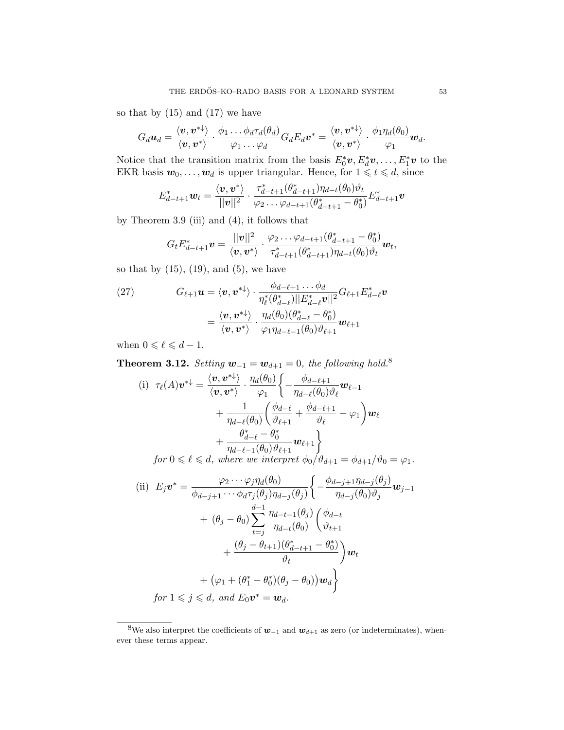so that by (15) and (17) we have

$$G_d \boldsymbol{u}_d = \frac{\langle \boldsymbol{v}, \boldsymbol{v}^{*\downarrow}\rangle}{\langle \boldsymbol{v}, \boldsymbol{v}^*\rangle} \cdot \frac{\phi_1 \dots \phi_d \tau_d(\theta_d)}{\varphi_1 \dots \varphi_d} G_d E_d \boldsymbol{v}^* = \frac{\langle \boldsymbol{v}, \boldsymbol{v}^{*\downarrow}\rangle}{\langle \boldsymbol{v}, \boldsymbol{v}^*\rangle} \cdot \frac{\phi_1 \eta_d(\theta_0)}{\varphi_1} \boldsymbol{w}_d.$$

Notice that the transition matrix from the basis $E_0^*\boldsymbol{v}, E_d^*\boldsymbol{v}, \dots, E_1^*\boldsymbol{v}$ to the EKR basis $\boldsymbol{w}_0, \dots, \boldsymbol{w}_d$ is upper triangular. Hence, for $1 \leqslant t \leqslant d$, since

$$E_{d-t+1}^* \boldsymbol{w}_t = \frac{\langle \boldsymbol{v}, \boldsymbol{v}^*\rangle}{||\boldsymbol{v}||^2} \cdot \frac{\tau_{d-t+1}^*(\theta_{d-t+1}^*) \eta_{d-t}(\theta_0) \vartheta_t}{\varphi_2 \dots \varphi_{d-t+1}(\theta_{d-t+1}^* - \theta_0^*)} E_{d-t+1}^* \boldsymbol{v}$$

by Theorem 3.9 (iii) and (4), it follows that

$$G_t E_{d-t+1}^* \boldsymbol{v} = \frac{||\boldsymbol{v}||^2}{\langle \boldsymbol{v}, \boldsymbol{v}^*\rangle} \cdot \frac{\varphi_2 \dots \varphi_{d-t+1}(\theta_{d-t+1}^* - \theta_0^*)}{\tau_{d-t+1}^*(\theta_{d-t+1}^*) \eta_{d-t}(\theta_0) \vartheta_t} \boldsymbol{w}_t,$$

so that by (15), (19), and (5), we have

$$\begin{aligned} G_{\ell+1} \boldsymbol{u} &= \langle \boldsymbol{v}, \boldsymbol{v}^{*\downarrow}\rangle \cdot \frac{\phi_{d-\ell+1} \dots \phi_d}{\eta_\ell^*(\theta_{d-\ell}^*) ||E_{d-\ell}^* \boldsymbol{v}||^2} G_{\ell+1} E_{d-\ell}^* \boldsymbol{v} \\ &= \frac{\langle \boldsymbol{v}, \boldsymbol{v}^{*\downarrow}\rangle}{\langle \boldsymbol{v}, \boldsymbol{v}^*\rangle} \cdot \frac{\eta_d(\theta_0)(\theta_{d-\ell}^* - \theta_0^*)}{\varphi_1 \eta_{d-\ell-1}(\theta_0) \vartheta_{\ell+1}} \boldsymbol{w}_{\ell+1} \end{aligned} \tag{27}$$

when $0 \leqslant \ell \leqslant d-1$.

**Theorem 3.12.** *Setting $\boldsymbol{w}_{-1} = \boldsymbol{w}_{d+1} = 0$, the following hold.*[8]

(i)
$$\begin{aligned} \tau_\ell(A)\boldsymbol{v}^{*\downarrow} = \frac{\langle \boldsymbol{v}, \boldsymbol{v}^{*\downarrow}\rangle}{\langle \boldsymbol{v}, \boldsymbol{v}^*\rangle} \cdot \frac{\eta_d(\theta_0)}{\varphi_1} \Bigg\{ &-\frac{\phi_{d-\ell+1}}{\eta_{d-\ell}(\theta_0)\vartheta_\ell} \boldsymbol{w}_{\ell-1} \\ &+ \frac{1}{\eta_{d-\ell}(\theta_0)} \left( \frac{\phi_{d-\ell}}{\vartheta_{\ell+1}} + \frac{\phi_{d-\ell+1}}{\vartheta_\ell} - \varphi_1 \right) \boldsymbol{w}_\ell \\ &+ \frac{\theta_{d-\ell}^* - \theta_0^*}{\eta_{d-\ell-1}(\theta_0)\vartheta_{\ell+1}} \boldsymbol{w}_{\ell+1} \Bigg\} \end{aligned}$$

*for $0 \leqslant \ell \leqslant d$, where we interpret $\phi_0/\vartheta_{d+1} = \phi_{d+1}/\vartheta_0 = \varphi_1$.*

(ii)
$$\begin{aligned} E_j \boldsymbol{v}^* = \frac{\varphi_2 \cdots \varphi_j \eta_d(\theta_0)}{\phi_{d-j+1} \cdots \phi_d \tau_j(\theta_j) \eta_{d-j}(\theta_j)} \Bigg\{ &-\frac{\phi_{d-j+1} \eta_{d-j}(\theta_j)}{\eta_{d-j}(\theta_0)\vartheta_j} \boldsymbol{w}_{j-1} \\ &+ (\theta_j - \theta_0) \sum_{t=j}^{d-1} \frac{\eta_{d-t-1}(\theta_j)}{\eta_{d-t}(\theta_0)} \Bigg( \frac{\phi_{d-t}}{\vartheta_{t+1}} \\ &\qquad + \frac{(\theta_j - \theta_{t+1})(\theta_{d-t+1}^* - \theta_0^*)}{\vartheta_t} \Bigg) \boldsymbol{w}_t \\ &+ \big(\varphi_1 + (\theta_1^* - \theta_0^*)(\theta_j - \theta_0)\big) \boldsymbol{w}_d \Bigg\} \end{aligned}$$

*for $1 \leqslant j \leqslant d$, and $E_0 \boldsymbol{v}^* = \boldsymbol{w}_d$.*

[8] We also interpret the coefficients of $\boldsymbol{w}_{-1}$ and $\boldsymbol{w}_{d+1}$ as zero (or indeterminates), whenever these terms appear.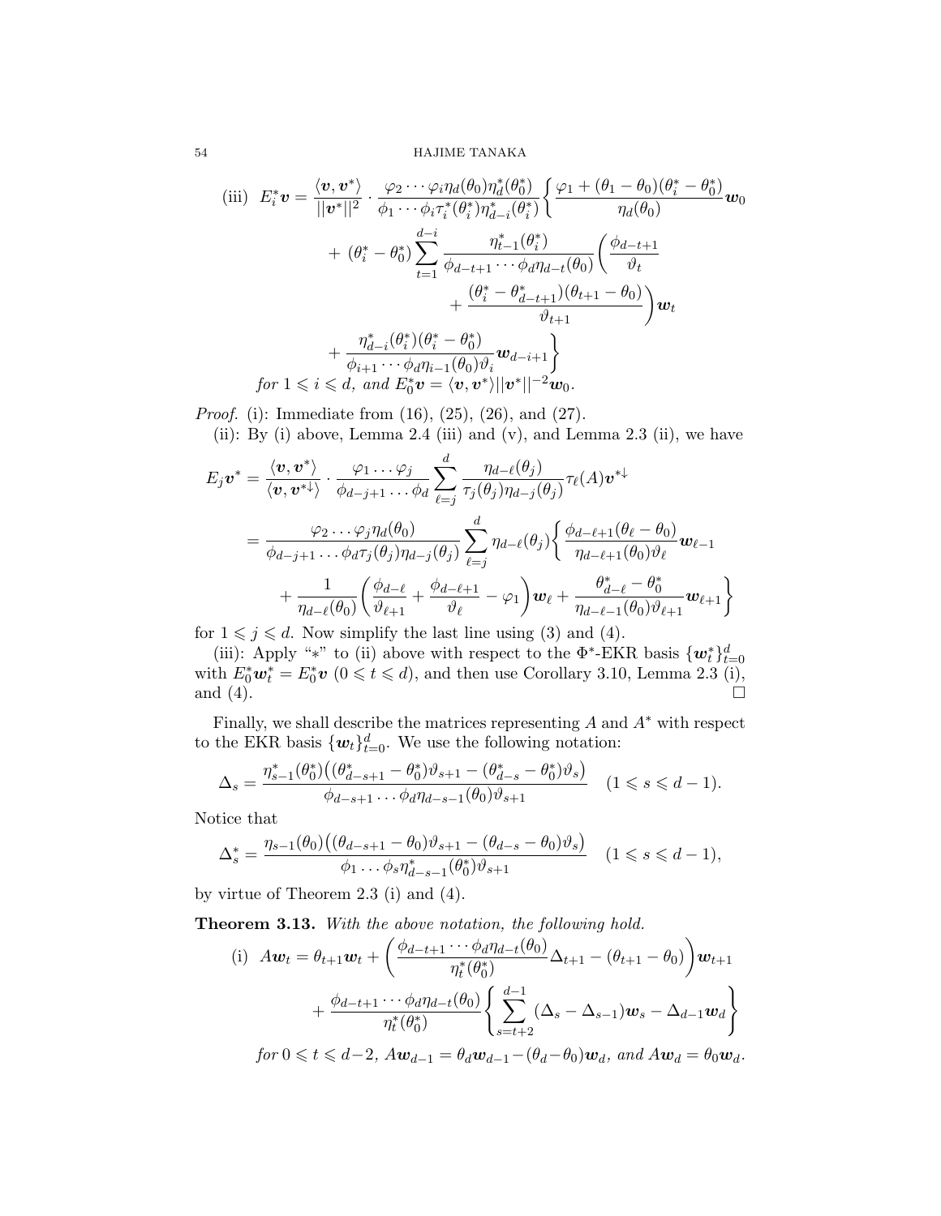(iii) 
$$E_i^* \boldsymbol{v} = \frac{\langle \boldsymbol{v}, \boldsymbol{v}^* \rangle}{||\boldsymbol{v}^*||^2} \cdot \frac{\varphi_2 \cdots \varphi_i \eta_d(\theta_0) \eta_d^*(\theta_0^*)}{\phi_1 \cdots \phi_i \tau_i^*(\theta_i^*) \eta_{d-i}^*(\theta_i^*)} \Bigg\{ \frac{\varphi_1 + (\theta_1 - \theta_0)(\theta_i^* - \theta_0^*)}{\eta_d(\theta_0)} \boldsymbol{w}_0 + (\theta_i^* - \theta_0^*) \sum_{t=1}^{d-i} \frac{\eta_{t-1}^*(\theta_i^*)}{\phi_{d-t+1} \cdots \phi_d \eta_{d-t}(\theta_0)} \left( \frac{\phi_{d-t+1}}{\vartheta_t} + \frac{(\theta_i^* - \theta_{d-t+1}^*)(\theta_{t+1} - \theta_0)}{\vartheta_{t+1}} \right) \boldsymbol{w}_t + \frac{\eta_{d-i}^*(\theta_i^*)(\theta_i^* - \theta_0^*)}{\phi_{i+1} \cdots \phi_d \eta_{i-1}(\theta_0) \vartheta_i} \boldsymbol{w}_{d-i+1} \Bigg\}$$

*for* $1 \leqslant i \leqslant d$, *and* $E_0^* \boldsymbol{v} = \langle \boldsymbol{v}, \boldsymbol{v}^* \rangle ||\boldsymbol{v}^*||^{-2} \boldsymbol{w}_0$.

*Proof.* (i): Immediate from (16), (25), (26), and (27).

(ii): By (i) above, Lemma 2.4 (iii) and (v), and Lemma 2.3 (ii), we have

$$E_j \boldsymbol{v}^* = \frac{\langle \boldsymbol{v}, \boldsymbol{v}^* \rangle}{\langle \boldsymbol{v}, \boldsymbol{v}^{*\downarrow} \rangle} \cdot \frac{\varphi_1 \dots \varphi_j}{\phi_{d-j+1} \dots \phi_d} \sum_{\ell=j}^{d} \frac{\eta_{d-\ell}(\theta_j)}{\tau_j(\theta_j) \eta_{d-j}(\theta_j)} \tau_\ell(A) \boldsymbol{v}^{*\downarrow}$$

$$= \frac{\varphi_2 \dots \varphi_j \eta_d(\theta_0)}{\phi_{d-j+1} \dots \phi_d \tau_j(\theta_j) \eta_{d-j}(\theta_j)} \sum_{\ell=j}^{d} \eta_{d-\ell}(\theta_j) \Bigg\{ \frac{\phi_{d-\ell+1}(\theta_\ell - \theta_0)}{\eta_{d-\ell+1}(\theta_0) \vartheta_\ell} \boldsymbol{w}_{\ell-1} + \frac{1}{\eta_{d-\ell}(\theta_0)} \left( \frac{\phi_{d-\ell}}{\vartheta_{\ell+1}} + \frac{\phi_{d-\ell+1}}{\vartheta_\ell} - \varphi_1 \right) \boldsymbol{w}_\ell + \frac{\theta_{d-\ell}^* - \theta_0^*}{\eta_{d-\ell-1}(\theta_0) \vartheta_{\ell+1}} \boldsymbol{w}_{\ell+1} \Bigg\}$$

for $1 \leqslant j \leqslant d$. Now simplify the last line using (3) and (4).

(iii): Apply "$*$" to (ii) above with respect to the $\Phi^*$-EKR basis $\{\boldsymbol{w}_t^*\}_{t=0}^d$ with $E_0^* \boldsymbol{w}_t^* = E_0^* \boldsymbol{v}$ $(0 \leqslant t \leqslant d)$, and then use Corollary 3.10, Lemma 2.3 (i), and (4). $\square$

Finally, we shall describe the matrices representing $A$ and $A^*$ with respect to the EKR basis $\{\boldsymbol{w}_t\}_{t=0}^d$. We use the following notation:

$$\Delta_s = \frac{\eta_{s-1}^*(\theta_0^*)\big((\theta_{d-s+1}^* - \theta_0^*)\vartheta_{s+1} - (\theta_{d-s}^* - \theta_0^*)\vartheta_s\big)}{\phi_{d-s+1} \dots \phi_d \eta_{d-s-1}(\theta_0) \vartheta_{s+1}} \quad (1 \leqslant s \leqslant d-1).$$

Notice that

$$\Delta_s^* = \frac{\eta_{s-1}(\theta_0)\big((\theta_{d-s+1} - \theta_0)\vartheta_{s+1} - (\theta_{d-s} - \theta_0)\vartheta_s\big)}{\phi_1 \dots \phi_s \eta_{d-s-1}^*(\theta_0^*) \vartheta_{s+1}} \quad (1 \leqslant s \leqslant d-1),$$

by virtue of Theorem 2.3 (i) and (4).

**Theorem 3.13.** *With the above notation, the following hold.*

(i) 
$$A \boldsymbol{w}_t = \theta_{t+1} \boldsymbol{w}_t + \left( \frac{\phi_{d-t+1} \cdots \phi_d \eta_{d-t}(\theta_0)}{\eta_t^*(\theta_0^*)} \Delta_{t+1} - (\theta_{t+1} - \theta_0) \right) \boldsymbol{w}_{t+1} + \frac{\phi_{d-t+1} \cdots \phi_d \eta_{d-t}(\theta_0)}{\eta_t^*(\theta_0^*)} \Bigg\{ \sum_{s=t+2}^{d-1} (\Delta_s - \Delta_{s-1}) \boldsymbol{w}_s - \Delta_{d-1} \boldsymbol{w}_d \Bigg\}$$

*for* $0 \leqslant t \leqslant d-2$, $A \boldsymbol{w}_{d-1} = \theta_d \boldsymbol{w}_{d-1} - (\theta_d - \theta_0) \boldsymbol{w}_d$, *and* $A \boldsymbol{w}_d = \theta_0 \boldsymbol{w}_d$.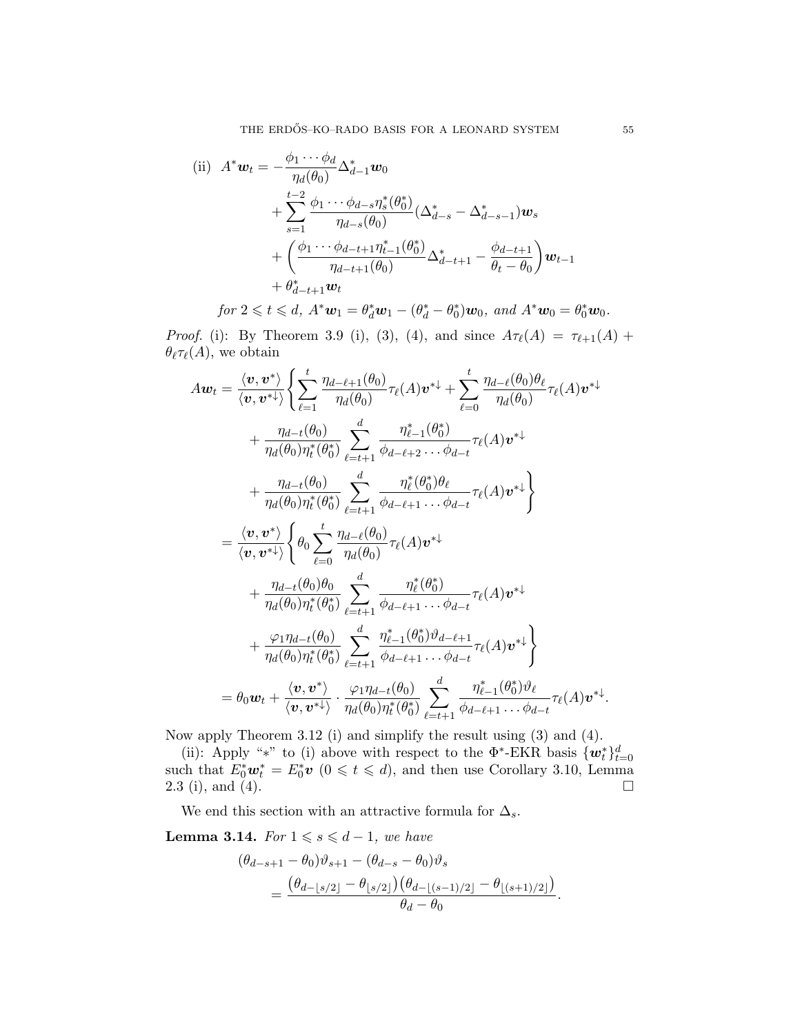(ii) 

$$
\begin{aligned}
A^* \boldsymbol{w}_t = &-\frac{\phi_1 \cdots \phi_d}{\eta_d(\theta_0)} \Delta^*_{d-1} \boldsymbol{w}_0 \\
&+ \sum_{s=1}^{t-2} \frac{\phi_1 \cdots \phi_{d-s} \eta^*_s(\theta^*_0)}{\eta_{d-s}(\theta_0)} (\Delta^*_{d-s} - \Delta^*_{d-s-1}) \boldsymbol{w}_s \\
&+ \left( \frac{\phi_1 \cdots \phi_{d-t+1} \eta^*_{t-1}(\theta^*_0)}{\eta_{d-t+1}(\theta_0)} \Delta^*_{d-t+1} - \frac{\phi_{d-t+1}}{\theta_t - \theta_0} \right) \boldsymbol{w}_{t-1} \\
&+ \theta^*_{d-t+1} \boldsymbol{w}_t
\end{aligned}
$$

*for* $2 \leqslant t \leqslant d$, $A^* \boldsymbol{w}_1 = \theta^*_d \boldsymbol{w}_1 - (\theta^*_d - \theta^*_0) \boldsymbol{w}_0$, *and* $A^* \boldsymbol{w}_0 = \theta^*_0 \boldsymbol{w}_0$.

*Proof.* (i): By Theorem 3.9 (i), (3), (4), and since $A\tau_\ell(A) = \tau_{\ell+1}(A) + \theta_\ell \tau_\ell(A)$, we obtain

$$
\begin{aligned}
A\boldsymbol{w}_t &= \frac{\langle \boldsymbol{v}, \boldsymbol{v}^* \rangle}{\langle \boldsymbol{v}, \boldsymbol{v}^{*\downarrow} \rangle} \Bigg\{ \sum_{\ell=1}^{t} \frac{\eta_{d-\ell+1}(\theta_0)}{\eta_d(\theta_0)} \tau_\ell(A) \boldsymbol{v}^{*\downarrow} + \sum_{\ell=0}^{t} \frac{\eta_{d-\ell}(\theta_0)\theta_\ell}{\eta_d(\theta_0)} \tau_\ell(A) \boldsymbol{v}^{*\downarrow} \\
&\quad + \frac{\eta_{d-t}(\theta_0)}{\eta_d(\theta_0)\eta^*_t(\theta^*_0)} \sum_{\ell=t+1}^{d} \frac{\eta^*_{\ell-1}(\theta^*_0)}{\phi_{d-\ell+2} \cdots \phi_{d-t}} \tau_\ell(A) \boldsymbol{v}^{*\downarrow} \\
&\quad + \frac{\eta_{d-t}(\theta_0)}{\eta_d(\theta_0)\eta^*_t(\theta^*_0)} \sum_{\ell=t+1}^{d} \frac{\eta^*_\ell(\theta^*_0)\theta_\ell}{\phi_{d-\ell+1} \cdots \phi_{d-t}} \tau_\ell(A) \boldsymbol{v}^{*\downarrow} \Bigg\} \\
&= \frac{\langle \boldsymbol{v}, \boldsymbol{v}^* \rangle}{\langle \boldsymbol{v}, \boldsymbol{v}^{*\downarrow} \rangle} \Bigg\{ \theta_0 \sum_{\ell=0}^{t} \frac{\eta_{d-\ell}(\theta_0)}{\eta_d(\theta_0)} \tau_\ell(A) \boldsymbol{v}^{*\downarrow} \\
&\quad + \frac{\eta_{d-t}(\theta_0)\theta_0}{\eta_d(\theta_0)\eta^*_t(\theta^*_0)} \sum_{\ell=t+1}^{d} \frac{\eta^*_\ell(\theta^*_0)}{\phi_{d-\ell+1} \cdots \phi_{d-t}} \tau_\ell(A) \boldsymbol{v}^{*\downarrow} \\
&\quad + \frac{\varphi_1 \eta_{d-t}(\theta_0)}{\eta_d(\theta_0)\eta^*_t(\theta^*_0)} \sum_{\ell=t+1}^{d} \frac{\eta^*_{\ell-1}(\theta^*_0)\vartheta_{d-\ell+1}}{\phi_{d-\ell+1} \cdots \phi_{d-t}} \tau_\ell(A) \boldsymbol{v}^{*\downarrow} \Bigg\} \\
&= \theta_0 \boldsymbol{w}_t + \frac{\langle \boldsymbol{v}, \boldsymbol{v}^* \rangle}{\langle \boldsymbol{v}, \boldsymbol{v}^{*\downarrow} \rangle} \cdot \frac{\varphi_1 \eta_{d-t}(\theta_0)}{\eta_d(\theta_0)\eta^*_t(\theta^*_0)} \sum_{\ell=t+1}^{d} \frac{\eta^*_{\ell-1}(\theta^*_0)\vartheta_\ell}{\phi_{d-\ell+1} \cdots \phi_{d-t}} \tau_\ell(A) \boldsymbol{v}^{*\downarrow}.
\end{aligned}
$$

Now apply Theorem 3.12 (i) and simplify the result using (3) and (4).

(ii): Apply "$*$" to (i) above with respect to the $\Phi^*$-EKR basis $\{\boldsymbol{w}^*_t\}_{t=0}^d$ such that $E^*_0 \boldsymbol{w}^*_t = E^*_0 \boldsymbol{v}$ $(0 \leqslant t \leqslant d)$, and then use Corollary 3.10, Lemma 2.3 (i), and (4). □

We end this section with an attractive formula for $\Delta_s$.

**Lemma 3.14.** *For* $1 \leqslant s \leqslant d-1$, *we have*

$$
\begin{aligned}
&(\theta_{d-s+1} - \theta_0)\vartheta_{s+1} - (\theta_{d-s} - \theta_0)\vartheta_s \\
&\qquad = \frac{\big(\theta_{d-\lfloor s/2 \rfloor} - \theta_{\lfloor s/2 \rfloor}\big)\big(\theta_{d-\lfloor (s-1)/2 \rfloor} - \theta_{\lfloor (s+1)/2 \rfloor}\big)}{\theta_d - \theta_0}.
\end{aligned}
$$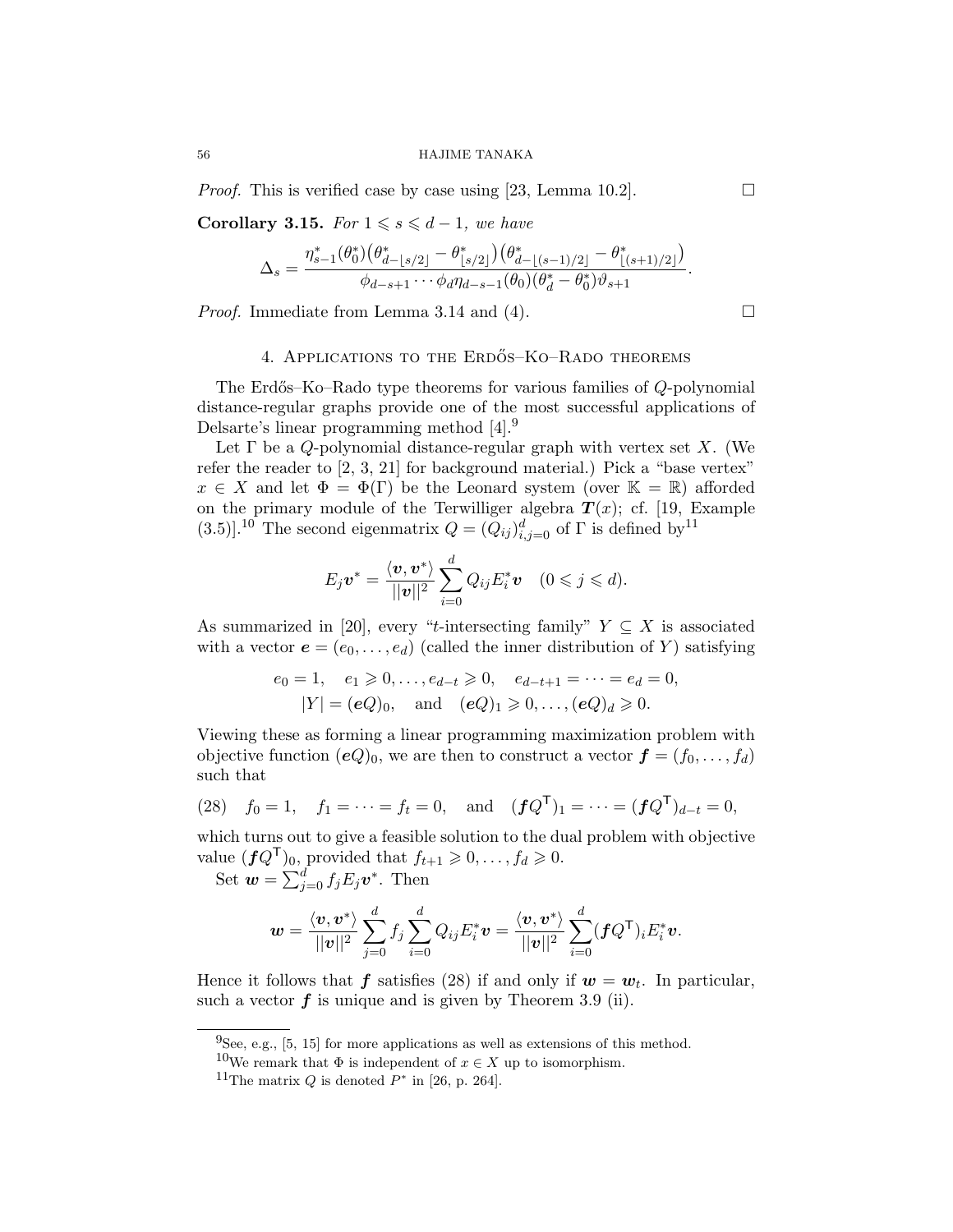*Proof.* This is verified case by case using [23, Lemma 10.2]. ☐

**Corollary 3.15.** *For $1 \leqslant s \leqslant d-1$, we have*

$$\Delta_s = \frac{\eta^*_{s-1}(\theta^*_0)\big(\theta^*_{d-\lfloor s/2\rfloor} - \theta^*_{\lfloor s/2\rfloor}\big)\big(\theta^*_{d-\lfloor (s-1)/2\rfloor} - \theta^*_{\lfloor (s+1)/2\rfloor}\big)}{\phi_{d-s+1}\cdots\phi_d\eta_{d-s-1}(\theta_0)(\theta^*_d - \theta^*_0)\vartheta_{s+1}}.$$

*Proof.* Immediate from Lemma 3.14 and (4). ☐

## 4. Applications to the Erdős–Ko–Rado theorems

The Erdős–Ko–Rado type theorems for various families of $Q$-polynomial distance-regular graphs provide one of the most successful applications of Delsarte's linear programming method [4].[9]

Let $\Gamma$ be a $Q$-polynomial distance-regular graph with vertex set $X$. (We refer the reader to [2, 3, 21] for background material.) Pick a "base vertex" $x \in X$ and let $\Phi = \Phi(\Gamma)$ be the Leonard system (over $\mathbb{K} = \mathbb{R}$) afforded on the primary module of the Terwilliger algebra $\boldsymbol{T}(x)$; cf. [19, Example (3.5)].[10] The second eigenmatrix $Q = (Q_{ij})_{i,j=0}^d$ of $\Gamma$ is defined by[11]

$$E_j\boldsymbol{v}^* = \frac{\langle \boldsymbol{v}, \boldsymbol{v}^*\rangle}{||\boldsymbol{v}||^2}\sum_{i=0}^d Q_{ij}E^*_i\boldsymbol{v} \quad (0 \leqslant j \leqslant d).$$

As summarized in [20], every "$t$-intersecting family" $Y \subseteq X$ is associated with a vector $\boldsymbol{e} = (e_0, \dots, e_d)$ (called the inner distribution of $Y$) satisfying

$$\begin{gathered} e_0 = 1, \quad e_1 \geqslant 0, \dots, e_{d-t} \geqslant 0, \quad e_{d-t+1} = \cdots = e_d = 0, \\ |Y| = (\boldsymbol{e}Q)_0, \quad \text{and} \quad (\boldsymbol{e}Q)_1 \geqslant 0, \dots, (\boldsymbol{e}Q)_d \geqslant 0. \end{gathered}$$

Viewing these as forming a linear programming maximization problem with objective function $(\boldsymbol{e}Q)_0$, we are then to construct a vector $\boldsymbol{f} = (f_0, \dots, f_d)$ such that

$$f_0 = 1, \quad f_1 = \cdots = f_t = 0, \quad \text{and} \quad (\boldsymbol{f}Q^{\mathsf{T}})_1 = \cdots = (\boldsymbol{f}Q^{\mathsf{T}})_{d-t} = 0, \tag{28}$$

which turns out to give a feasible solution to the dual problem with objective value $(\boldsymbol{f}Q^{\mathsf{T}})_0$, provided that $f_{t+1} \geqslant 0, \dots, f_d \geqslant 0$.

Set $\boldsymbol{w} = \sum_{j=0}^d f_jE_j\boldsymbol{v}^*$. Then

$$\boldsymbol{w} = \frac{\langle \boldsymbol{v}, \boldsymbol{v}^*\rangle}{||\boldsymbol{v}||^2}\sum_{j=0}^d f_j\sum_{i=0}^d Q_{ij}E^*_i\boldsymbol{v} = \frac{\langle \boldsymbol{v}, \boldsymbol{v}^*\rangle}{||\boldsymbol{v}||^2}\sum_{i=0}^d (\boldsymbol{f}Q^{\mathsf{T}})_iE^*_i\boldsymbol{v}.$$

Hence it follows that $\boldsymbol{f}$ satisfies (28) if and only if $\boldsymbol{w} = \boldsymbol{w}_t$. In particular, such a vector $\boldsymbol{f}$ is unique and is given by Theorem 3.9 (ii).

---

[9] See, e.g., [5, 15] for more applications as well as extensions of this method.

[10] We remark that $\Phi$ is independent of $x \in X$ up to isomorphism.

[11] The matrix $Q$ is denoted $P^*$ in [26, p. 264].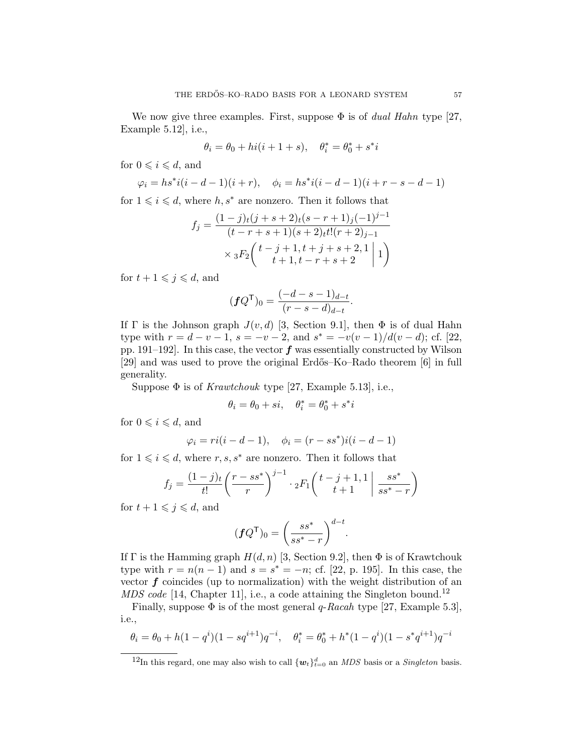We now give three examples. First, suppose $\Phi$ is of *dual Hahn* type [27, Example 5.12], i.e.,

$$\theta_i = \theta_0 + hi(i+1+s), \quad \theta^*_i = \theta^*_0 + s^* i$$

for $0 \leqslant i \leqslant d$, and

$$\varphi_i = hs^* i(i-d-1)(i+r), \quad \phi_i = hs^* i(i-d-1)(i+r-s-d-1)$$

for $1 \leqslant i \leqslant d$, where $h, s^*$ are nonzero. Then it follows that

$$f_j = \frac{(1-j)_t (j+s+2)_t (s-r+1)_j (-1)^{j-1}}{(t-r+s+1)(s+2)_t t! (r+2)_{j-1}} \times {}_3F_2\left( \begin{matrix} t-j+1, t+j+s+2, 1 \\ t+1, t-r+s+2 \end{matrix} \,\middle|\, 1 \right)$$

for $t+1 \leqslant j \leqslant d$, and

$$(\boldsymbol{f} Q^{\mathsf{T}})_0 = \frac{(-d-s-1)_{d-t}}{(r-s-d)_{d-t}}.$$

If $\Gamma$ is the Johnson graph $J(v,d)$ [3, Section 9.1], then $\Phi$ is of dual Hahn type with $r = d-v-1$, $s = -v-2$, and $s^* = -v(v-1)/d(v-d)$; cf. [22, pp. 191–192]. In this case, the vector $\boldsymbol{f}$ was essentially constructed by Wilson [29] and was used to prove the original Erdős–Ko–Rado theorem [6] in full generality.

Suppose $\Phi$ is of *Krawtchouk* type [27, Example 5.13], i.e.,

$$\theta_i = \theta_0 + si, \quad \theta^*_i = \theta^*_0 + s^* i$$

for $0 \leqslant i \leqslant d$, and

$$\varphi_i = ri(i-d-1), \quad \phi_i = (r - ss^*) i(i-d-1)$$

for $1 \leqslant i \leqslant d$, where $r, s, s^*$ are nonzero. Then it follows that

$$f_j = \frac{(1-j)_t}{t!} \left( \frac{r-ss^*}{r} \right)^{j-1} \cdot {}_2F_1\left( \begin{matrix} t-j+1, 1 \\ t+1 \end{matrix} \,\middle|\, \frac{ss^*}{ss^*-r} \right)$$

for $t+1 \leqslant j \leqslant d$, and

$$(\boldsymbol{f} Q^{\mathsf{T}})_0 = \left( \frac{ss^*}{ss^*-r} \right)^{d-t}.$$

If $\Gamma$ is the Hamming graph $H(d,n)$ [3, Section 9.2], then $\Phi$ is of Krawtchouk type with $r = n(n-1)$ and $s = s^* = -n$; cf. [22, p. 195]. In this case, the vector $\boldsymbol{f}$ coincides (up to normalization) with the weight distribution of an *MDS code* [14, Chapter 11], i.e., a code attaining the Singleton bound.[12]

Finally, suppose $\Phi$ is of the most general *q-Racah* type [27, Example 5.3], i.e.,

$$\theta_i = \theta_0 + h(1-q^i)(1-sq^{i+1})q^{-i}, \quad \theta^*_i = \theta^*_0 + h^*(1-q^i)(1-s^*q^{i+1})q^{-i}$$

---

[12] In this regard, one may also wish to call $\{\boldsymbol{w}_t\}_{t=0}^d$ an *MDS* basis or a *Singleton* basis.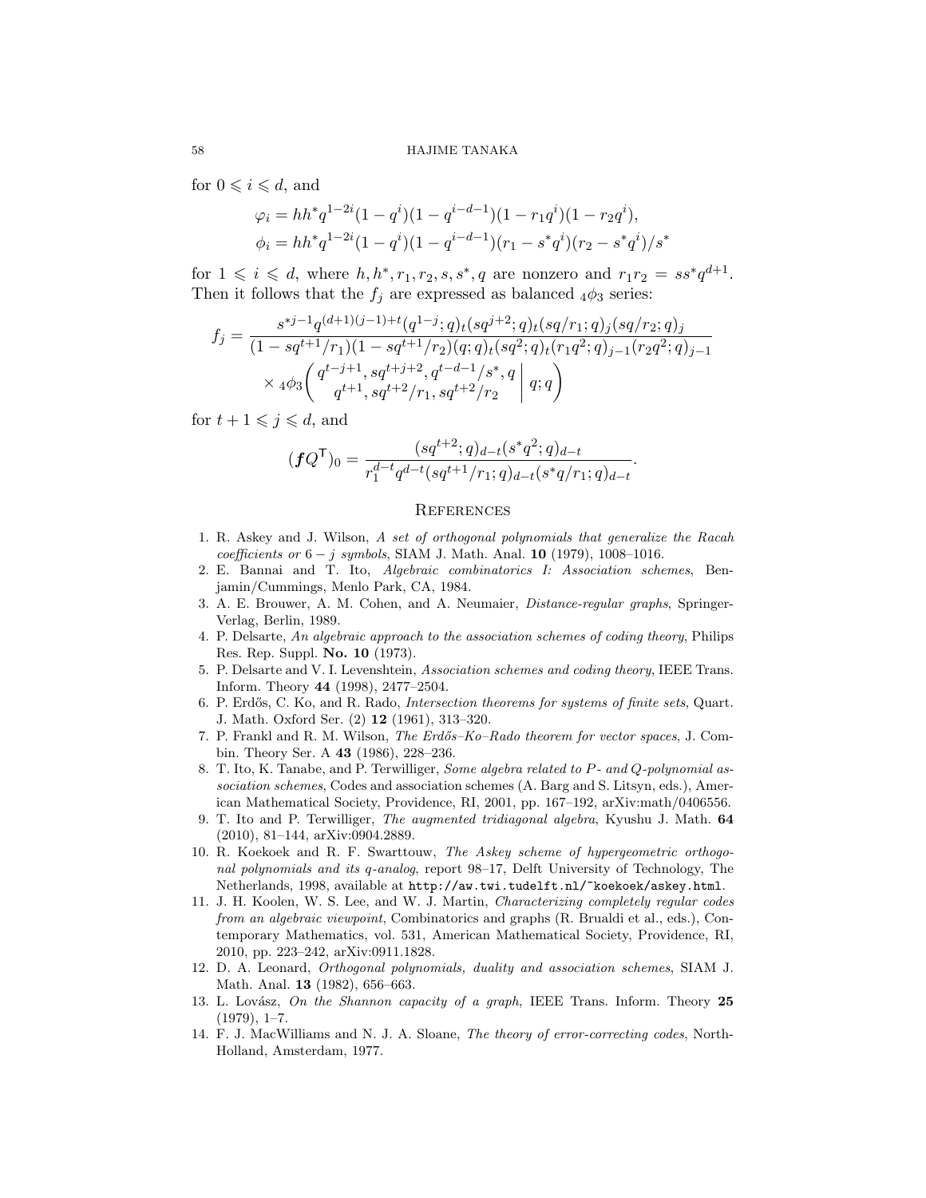for $0 \leqslant i \leqslant d$, and

$$
\varphi_i = hh^* q^{1-2i}(1-q^i)(1-q^{i-d-1})(1-r_1 q^i)(1-r_2 q^i),
$$
$$
\phi_i = hh^* q^{1-2i}(1-q^i)(1-q^{i-d-1})(r_1 - s^* q^i)(r_2 - s^* q^i)/s^*
$$

for $1 \leqslant i \leqslant d$, where $h, h^*, r_1, r_2, s, s^*, q$ are nonzero and $r_1 r_2 = ss^* q^{d+1}$. Then it follows that the $f_j$ are expressed as balanced ${}_4\phi_3$ series:

$$
f_j = \frac{s^{*j-1} q^{(d+1)(j-1)+t} (q^{1-j};q)_t (sq^{j+2};q)_t (sq/r_1;q)_j (sq/r_2;q)_j}{(1-sq^{t+1}/r_1)(1-sq^{t+1}/r_2)(q;q)_t (sq^2;q)_t (r_1 q^2;q)_{j-1} (r_2 q^2;q)_{j-1}} \times {}_4\phi_3\left( \begin{matrix} q^{t-j+1}, sq^{t+j+2}, q^{t-d-1}/s^*, q \\ q^{t+1}, sq^{t+2}/r_1, sq^{t+2}/r_2 \end{matrix} \middle| \, q; q \right)
$$

for $t+1 \leqslant j \leqslant d$, and

$$
(\boldsymbol{f} Q^{\mathsf{T}})_0 = \frac{(sq^{t+2};q)_{d-t} (s^* q^2;q)_{d-t}}{r_1^{d-t} q^{d-t} (sq^{t+1}/r_1;q)_{d-t} (s^* q/r_1;q)_{d-t}}.
$$

## References

1. R. Askey and J. Wilson, *A set of orthogonal polynomials that generalize the Racah coefficients or* $6-j$ *symbols*, SIAM J. Math. Anal. **10** (1979), 1008–1016.
2. E. Bannai and T. Ito, *Algebraic combinatorics I: Association schemes*, Benjamin/Cummings, Menlo Park, CA, 1984.
3. A. E. Brouwer, A. M. Cohen, and A. Neumaier, *Distance-regular graphs*, Springer-Verlag, Berlin, 1989.
4. P. Delsarte, *An algebraic approach to the association schemes of coding theory*, Philips Res. Rep. Suppl. **No. 10** (1973).
5. P. Delsarte and V. I. Levenshtein, *Association schemes and coding theory*, IEEE Trans. Inform. Theory **44** (1998), 2477–2504.
6. P. Erdős, C. Ko, and R. Rado, *Intersection theorems for systems of finite sets*, Quart. J. Math. Oxford Ser. (2) **12** (1961), 313–320.
7. P. Frankl and R. M. Wilson, *The Erdős–Ko–Rado theorem for vector spaces*, J. Combin. Theory Ser. A **43** (1986), 228–236.
8. T. Ito, K. Tanabe, and P. Terwilliger, *Some algebra related to P- and Q-polynomial association schemes*, Codes and association schemes (A. Barg and S. Litsyn, eds.), American Mathematical Society, Providence, RI, 2001, pp. 167–192, arXiv:math/0406556.
9. T. Ito and P. Terwilliger, *The augmented tridiagonal algebra*, Kyushu J. Math. **64** (2010), 81–144, arXiv:0904.2889.
10. R. Koekoek and R. F. Swarttouw, *The Askey scheme of hypergeometric orthogonal polynomials and its q-analog*, report 98–17, Delft University of Technology, The Netherlands, 1998, available at `http://aw.twi.tudelft.nl/~koekoek/askey.html`.
11. J. H. Koolen, W. S. Lee, and W. J. Martin, *Characterizing completely regular codes from an algebraic viewpoint*, Combinatorics and graphs (R. Brualdi et al., eds.), Contemporary Mathematics, vol. 531, American Mathematical Society, Providence, RI, 2010, pp. 223–242, arXiv:0911.1828.
12. D. A. Leonard, *Orthogonal polynomials, duality and association schemes*, SIAM J. Math. Anal. **13** (1982), 656–663.
13. L. Lovász, *On the Shannon capacity of a graph*, IEEE Trans. Inform. Theory **25** (1979), 1–7.
14. F. J. MacWilliams and N. J. A. Sloane, *The theory of error-correcting codes*, North-Holland, Amsterdam, 1977.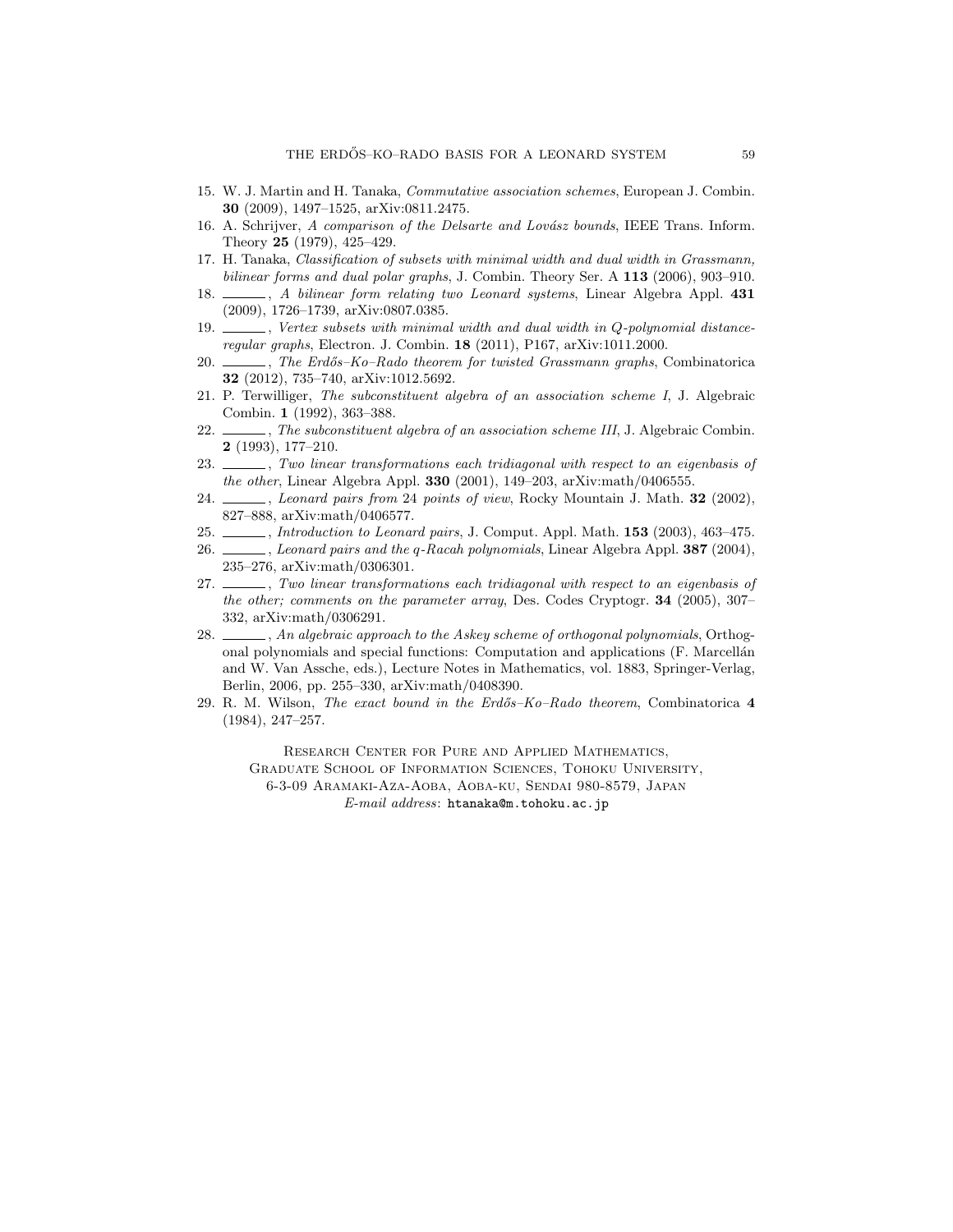15. W. J. Martin and H. Tanaka, *Commutative association schemes*, European J. Combin. **30** (2009), 1497–1525, arXiv:0811.2475.
16. A. Schrijver, *A comparison of the Delsarte and Lovász bounds*, IEEE Trans. Inform. Theory **25** (1979), 425–429.
17. H. Tanaka, *Classification of subsets with minimal width and dual width in Grassmann, bilinear forms and dual polar graphs*, J. Combin. Theory Ser. A **113** (2006), 903–910.
18. ______, *A bilinear form relating two Leonard systems*, Linear Algebra Appl. **431** (2009), 1726–1739, arXiv:0807.0385.
19. ______, *Vertex subsets with minimal width and dual width in Q-polynomial distance-regular graphs*, Electron. J. Combin. **18** (2011), P167, arXiv:1011.2000.
20. ______, *The Erdős–Ko–Rado theorem for twisted Grassmann graphs*, Combinatorica **32** (2012), 735–740, arXiv:1012.5692.
21. P. Terwilliger, *The subconstituent algebra of an association scheme I*, J. Algebraic Combin. **1** (1992), 363–388.
22. ______, *The subconstituent algebra of an association scheme III*, J. Algebraic Combin. **2** (1993), 177–210.
23. ______, *Two linear transformations each tridiagonal with respect to an eigenbasis of the other*, Linear Algebra Appl. **330** (2001), 149–203, arXiv:math/0406555.
24. ______, *Leonard pairs from* 24 *points of view*, Rocky Mountain J. Math. **32** (2002), 827–888, arXiv:math/0406577.
25. ______, *Introduction to Leonard pairs*, J. Comput. Appl. Math. **153** (2003), 463–475.
26. ______, *Leonard pairs and the q-Racah polynomials*, Linear Algebra Appl. **387** (2004), 235–276, arXiv:math/0306301.
27. ______, *Two linear transformations each tridiagonal with respect to an eigenbasis of the other; comments on the parameter array*, Des. Codes Cryptogr. **34** (2005), 307–332, arXiv:math/0306291.
28. ______, *An algebraic approach to the Askey scheme of orthogonal polynomials*, Orthogonal polynomials and special functions: Computation and applications (F. Marcellán and W. Van Assche, eds.), Lecture Notes in Mathematics, vol. 1883, Springer-Verlag, Berlin, 2006, pp. 255–330, arXiv:math/0408390.
29. R. M. Wilson, *The exact bound in the Erdős–Ko–Rado theorem*, Combinatorica **4** (1984), 247–257.

Research Center for Pure and Applied Mathematics,
Graduate School of Information Sciences, Tohoku University,
6-3-09 Aramaki-Aza-Aoba, Aoba-ku, Sendai 980-8579, Japan
*E-mail address*: htanaka@m.tohoku.ac.jp